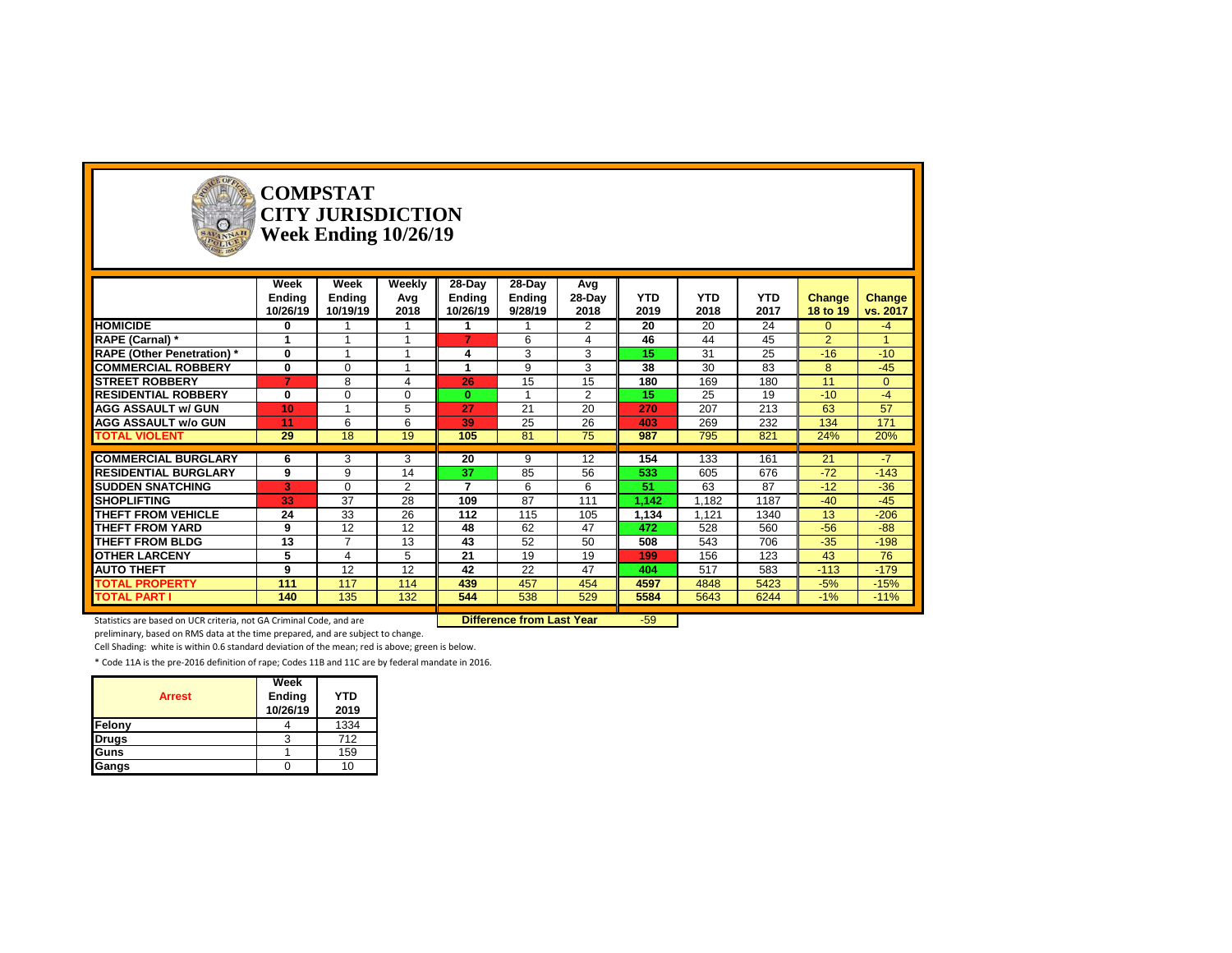# COMPSTAT
# CITY JURISDICTION
# Week Ending 10/26/19

| | Week Ending 10/26/19 | Week Ending 10/19/19 | Weekly Avg 2018 | 28-Day Ending 10/26/19 | 28-Day Ending 9/28/19 | Avg 28-Day 2018 | YTD 2019 | YTD 2018 | YTD 2017 | Change 18 to 19 | Change vs. 2017 |
|---|---|---|---|---|---|---|---|---|---|---|---|
| **HOMICIDE** | 0 | 1 | 1 | 1 | 1 | 2 | 20 | 20 | 24 | 0 | -4 |
| **RAPE (Carnal) *** | 1 | 1 | 1 | 7 | 6 | 4 | 46 | 44 | 45 | 2 | 1 |
| **RAPE (Other Penetration) *** | 0 | 1 | 1 | 4 | 3 | 3 | 15 | 31 | 25 | -16 | -10 |
| **COMMERCIAL ROBBERY** | 0 | 0 | 1 | 1 | 9 | 3 | 38 | 30 | 83 | 8 | -45 |
| **STREET ROBBERY** | 7 | 8 | 4 | 26 | 15 | 15 | 180 | 169 | 180 | 11 | 0 |
| **RESIDENTIAL ROBBERY** | 0 | 0 | 0 | 0 | 1 | 2 | 15 | 25 | 19 | -10 | -4 |
| **AGG ASSAULT w/ GUN** | 10 | 1 | 5 | 27 | 21 | 20 | 270 | 207 | 213 | 63 | 57 |
| **AGG ASSAULT w/o GUN** | 11 | 6 | 6 | 39 | 25 | 26 | 403 | 269 | 232 | 134 | 171 |
| **TOTAL VIOLENT** | 29 | 18 | 19 | 105 | 81 | 75 | 987 | 795 | 821 | 24% | 20% |
| | | | | | | | | | | | |
| **COMMERCIAL BURGLARY** | 6 | 3 | 3 | 20 | 9 | 12 | 154 | 133 | 161 | 21 | -7 |
| **RESIDENTIAL BURGLARY** | 9 | 9 | 14 | 37 | 85 | 56 | 533 | 605 | 676 | -72 | -143 |
| **SUDDEN SNATCHING** | 3 | 0 | 2 | 7 | 6 | 6 | 51 | 63 | 87 | -12 | -36 |
| **SHOPLIFTING** | 33 | 37 | 28 | 109 | 87 | 111 | 1,142 | 1,182 | 1187 | -40 | -45 |
| **THEFT FROM VEHICLE** | 24 | 33 | 26 | 112 | 115 | 105 | 1,134 | 1,121 | 1340 | 13 | -206 |
| **THEFT FROM YARD** | 9 | 12 | 12 | 48 | 62 | 47 | 472 | 528 | 560 | -56 | -88 |
| **THEFT FROM BLDG** | 13 | 7 | 13 | 43 | 52 | 50 | 508 | 543 | 706 | -35 | -198 |
| **OTHER LARCENY** | 5 | 4 | 5 | 21 | 19 | 19 | 199 | 156 | 123 | 43 | 76 |
| **AUTO THEFT** | 9 | 12 | 12 | 42 | 22 | 47 | 404 | 517 | 583 | -113 | -179 |
| **TOTAL PROPERTY** | 111 | 117 | 114 | 439 | 457 | 454 | 4597 | 4848 | 5423 | -5% | -15% |
| **TOTAL PART I** | 140 | 135 | 132 | 544 | 538 | 529 | 5584 | 5643 | 6244 | -1% | -11% |

**Difference from Last Year** -59

Statistics are based on UCR criteria, not GA Criminal Code, and are preliminary, based on RMS data at the time prepared, and are subject to change.

Cell Shading: white is within 0.6 standard deviation of the mean; red is above; green is below.

* Code 11A is the pre-2016 definition of rape; Codes 11B and 11C are by federal mandate in 2016.

| Arrest | Week Ending 10/26/19 | YTD 2019 |
|---|---|---|
| **Felony** | 4 | 1334 |
| **Drugs** | 3 | 712 |
| **Guns** | 1 | 159 |
| **Gangs** | 0 | 10 |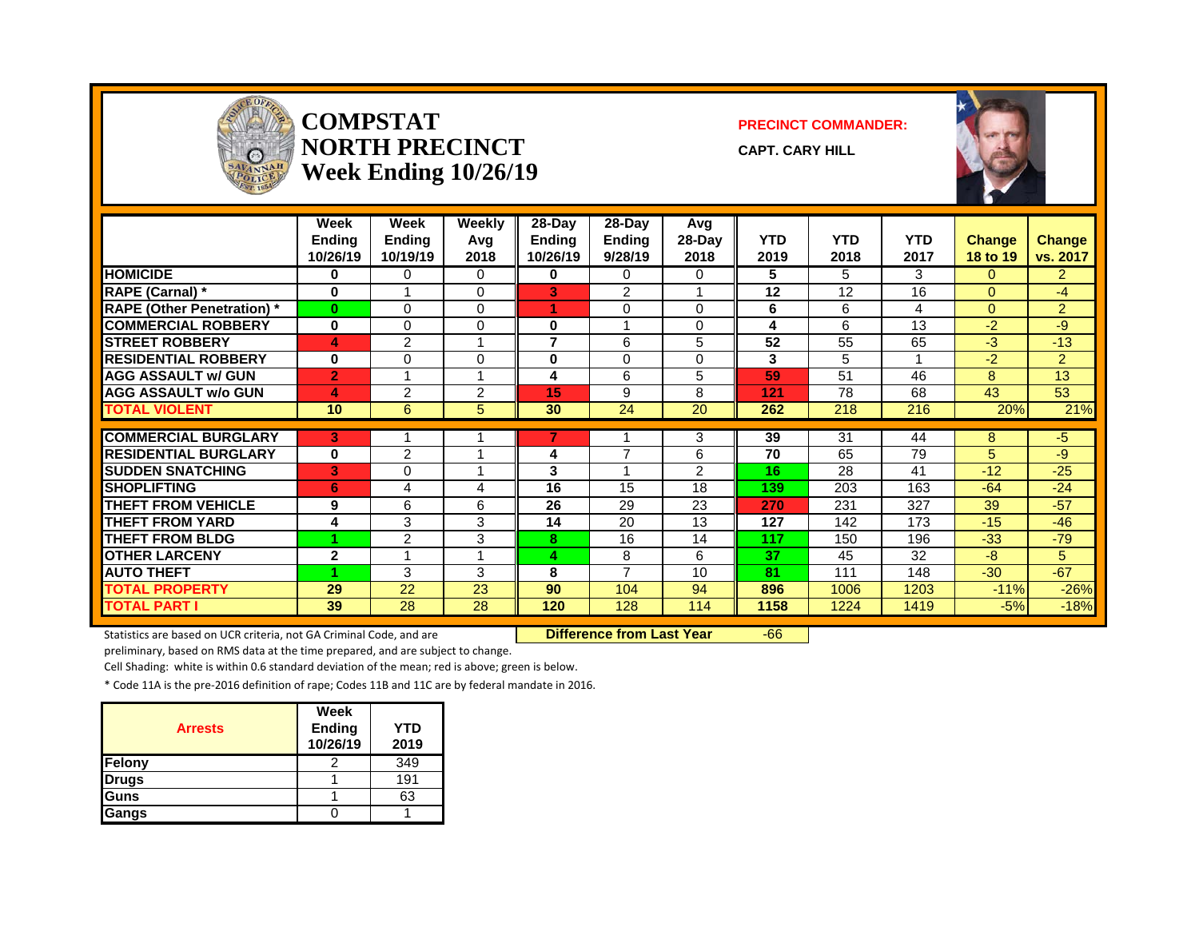# COMPSTAT NORTH PRECINCT Week Ending 10/26/19

**PRECINCT COMMANDER:**

**CAPT. CARY HILL**

| | Week Ending 10/26/19 | Week Ending 10/19/19 | Weekly Avg 2018 | 28-Day Ending 10/26/19 | 28-Day Ending 9/28/19 | Avg 28-Day 2018 | YTD 2019 | YTD 2018 | YTD 2017 | Change 18 to 19 | Change vs. 2017 |
|---|---|---|---|---|---|---|---|---|---|---|---|
| HOMICIDE | 0 | 0 | 0 | 0 | 0 | 0 | 5 | 5 | 3 | 0 | 2 |
| RAPE (Carnal) * | 0 | 1 | 0 | 3 | 2 | 1 | 12 | 12 | 16 | 0 | -4 |
| RAPE (Other Penetration) * | 0 | 0 | 0 | 1 | 0 | 0 | 6 | 6 | 4 | 0 | 2 |
| COMMERCIAL ROBBERY | 0 | 0 | 0 | 0 | 1 | 0 | 4 | 6 | 13 | -2 | -9 |
| STREET ROBBERY | 4 | 2 | 1 | 7 | 6 | 5 | 52 | 55 | 65 | -3 | -13 |
| RESIDENTIAL ROBBERY | 0 | 0 | 0 | 0 | 0 | 0 | 3 | 5 | 1 | -2 | 2 |
| AGG ASSAULT w/ GUN | 2 | 1 | 1 | 4 | 6 | 5 | 59 | 51 | 46 | 8 | 13 |
| AGG ASSAULT w/o GUN | 4 | 2 | 2 | 15 | 9 | 8 | 121 | 78 | 68 | 43 | 53 |
| TOTAL VIOLENT | 10 | 6 | 5 | 30 | 24 | 20 | 262 | 218 | 216 | 20% | 21% |
| COMMERCIAL BURGLARY | 3 | 1 | 1 | 7 | 1 | 3 | 39 | 31 | 44 | 8 | -5 |
| RESIDENTIAL BURGLARY | 0 | 2 | 1 | 4 | 7 | 6 | 70 | 65 | 79 | 5 | -9 |
| SUDDEN SNATCHING | 3 | 0 | 1 | 3 | 1 | 2 | 16 | 28 | 41 | -12 | -25 |
| SHOPLIFTING | 6 | 4 | 4 | 16 | 15 | 18 | 139 | 203 | 163 | -64 | -24 |
| THEFT FROM VEHICLE | 9 | 6 | 6 | 26 | 29 | 23 | 270 | 231 | 327 | 39 | -57 |
| THEFT FROM YARD | 4 | 3 | 3 | 14 | 20 | 13 | 127 | 142 | 173 | -15 | -46 |
| THEFT FROM BLDG | 1 | 2 | 3 | 8 | 16 | 14 | 117 | 150 | 196 | -33 | -79 |
| OTHER LARCENY | 2 | 1 | 1 | 4 | 8 | 6 | 37 | 45 | 32 | -8 | 5 |
| AUTO THEFT | 1 | 3 | 3 | 8 | 7 | 10 | 81 | 111 | 148 | -30 | -67 |
| TOTAL PROPERTY | 29 | 22 | 23 | 90 | 104 | 94 | 896 | 1006 | 1203 | -11% | -26% |
| TOTAL PART I | 39 | 28 | 28 | 120 | 128 | 114 | 1158 | 1224 | 1419 | -5% | -18% |

**Difference from Last Year** -66

Statistics are based on UCR criteria, not GA Criminal Code, and are preliminary, based on RMS data at the time prepared, and are subject to change.

Cell Shading: white is within 0.6 standard deviation of the mean; red is above; green is below.

* Code 11A is the pre-2016 definition of rape; Codes 11B and 11C are by federal mandate in 2016.

| Arrests | Week Ending 10/26/19 | YTD 2019 |
|---|---|---|
| Felony | 2 | 349 |
| Drugs | 1 | 191 |
| Guns | 1 | 63 |
| Gangs | 0 | 1 |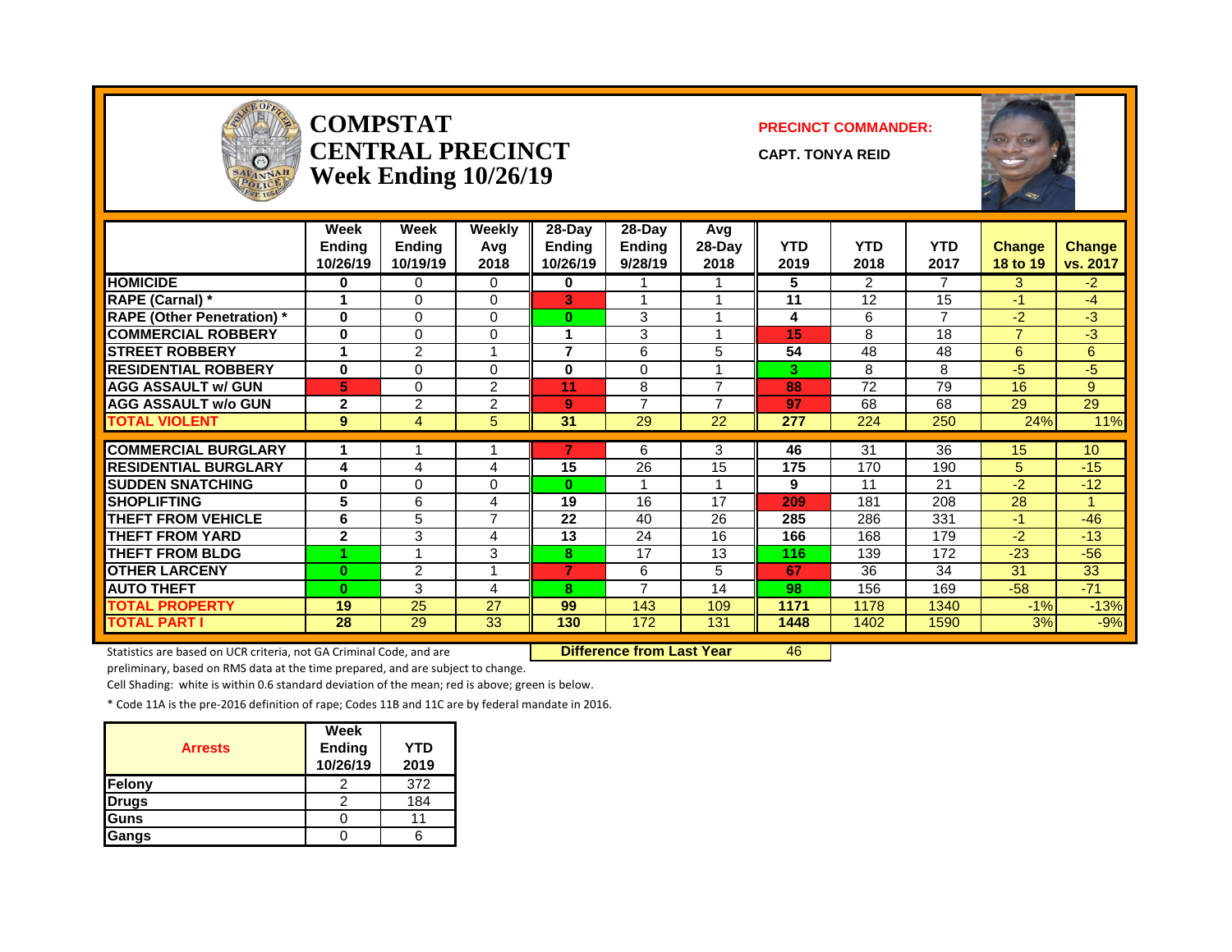# COMPSTAT
# CENTRAL PRECINCT
# Week Ending 10/26/19

**PRECINCT COMMANDER:**

**CAPT. TONYA REID**

| | Week Ending 10/26/19 | Week Ending 10/19/19 | Weekly Avg 2018 | 28-Day Ending 10/26/19 | 28-Day Ending 9/28/19 | Avg 28-Day 2018 | YTD 2019 | YTD 2018 | YTD 2017 | Change 18 to 19 | Change vs. 2017 |
|---|---|---|---|---|---|---|---|---|---|---|---|
| HOMICIDE | 0 | 0 | 0 | 0 | 1 | 1 | 5 | 2 | 7 | 3 | -2 |
| RAPE (Carnal) * | 1 | 0 | 0 | 3 | 1 | 1 | 11 | 12 | 15 | -1 | -4 |
| RAPE (Other Penetration) * | 0 | 0 | 0 | 0 | 3 | 1 | 4 | 6 | 7 | -2 | -3 |
| COMMERCIAL ROBBERY | 0 | 0 | 0 | 1 | 3 | 1 | 15 | 8 | 18 | 7 | -3 |
| STREET ROBBERY | 1 | 2 | 1 | 7 | 6 | 5 | 54 | 48 | 48 | 6 | 6 |
| RESIDENTIAL ROBBERY | 0 | 0 | 0 | 0 | 0 | 1 | 3 | 8 | 8 | -5 | -5 |
| AGG ASSAULT w/ GUN | 5 | 0 | 2 | 11 | 8 | 7 | 88 | 72 | 79 | 16 | 9 |
| AGG ASSAULT w/o GUN | 2 | 2 | 2 | 9 | 7 | 7 | 97 | 68 | 68 | 29 | 29 |
| TOTAL VIOLENT | 9 | 4 | 5 | 31 | 29 | 22 | 277 | 224 | 250 | 24% | 11% |
| COMMERCIAL BURGLARY | 1 | 1 | 1 | 7 | 6 | 3 | 46 | 31 | 36 | 15 | 10 |
| RESIDENTIAL BURGLARY | 4 | 4 | 4 | 15 | 26 | 15 | 175 | 170 | 190 | 5 | -15 |
| SUDDEN SNATCHING | 0 | 0 | 0 | 0 | 1 | 1 | 9 | 11 | 21 | -2 | -12 |
| SHOPLIFTING | 5 | 6 | 4 | 19 | 16 | 17 | 209 | 181 | 208 | 28 | 1 |
| THEFT FROM VEHICLE | 6 | 5 | 7 | 22 | 40 | 26 | 285 | 286 | 331 | -1 | -46 |
| THEFT FROM YARD | 2 | 3 | 4 | 13 | 24 | 16 | 166 | 168 | 179 | -2 | -13 |
| THEFT FROM BLDG | 1 | 1 | 3 | 8 | 17 | 13 | 116 | 139 | 172 | -23 | -56 |
| OTHER LARCENY | 0 | 2 | 1 | 7 | 6 | 5 | 67 | 36 | 34 | 31 | 33 |
| AUTO THEFT | 0 | 3 | 4 | 8 | 7 | 14 | 98 | 156 | 169 | -58 | -71 |
| TOTAL PROPERTY | 19 | 25 | 27 | 99 | 143 | 109 | 1171 | 1178 | 1340 | -1% | -13% |
| TOTAL PART I | 28 | 29 | 33 | 130 | 172 | 131 | 1448 | 1402 | 1590 | 3% | -9% |

**Difference from Last Year** 46

Statistics are based on UCR criteria, not GA Criminal Code, and are preliminary, based on RMS data at the time prepared, and are subject to change.

Cell Shading: white is within 0.6 standard deviation of the mean; red is above; green is below.

* Code 11A is the pre-2016 definition of rape; Codes 11B and 11C are by federal mandate in 2016.

| Arrests | Week Ending 10/26/19 | YTD 2019 |
|---|---|---|
| Felony | 2 | 372 |
| Drugs | 2 | 184 |
| Guns | 0 | 11 |
| Gangs | 0 | 6 |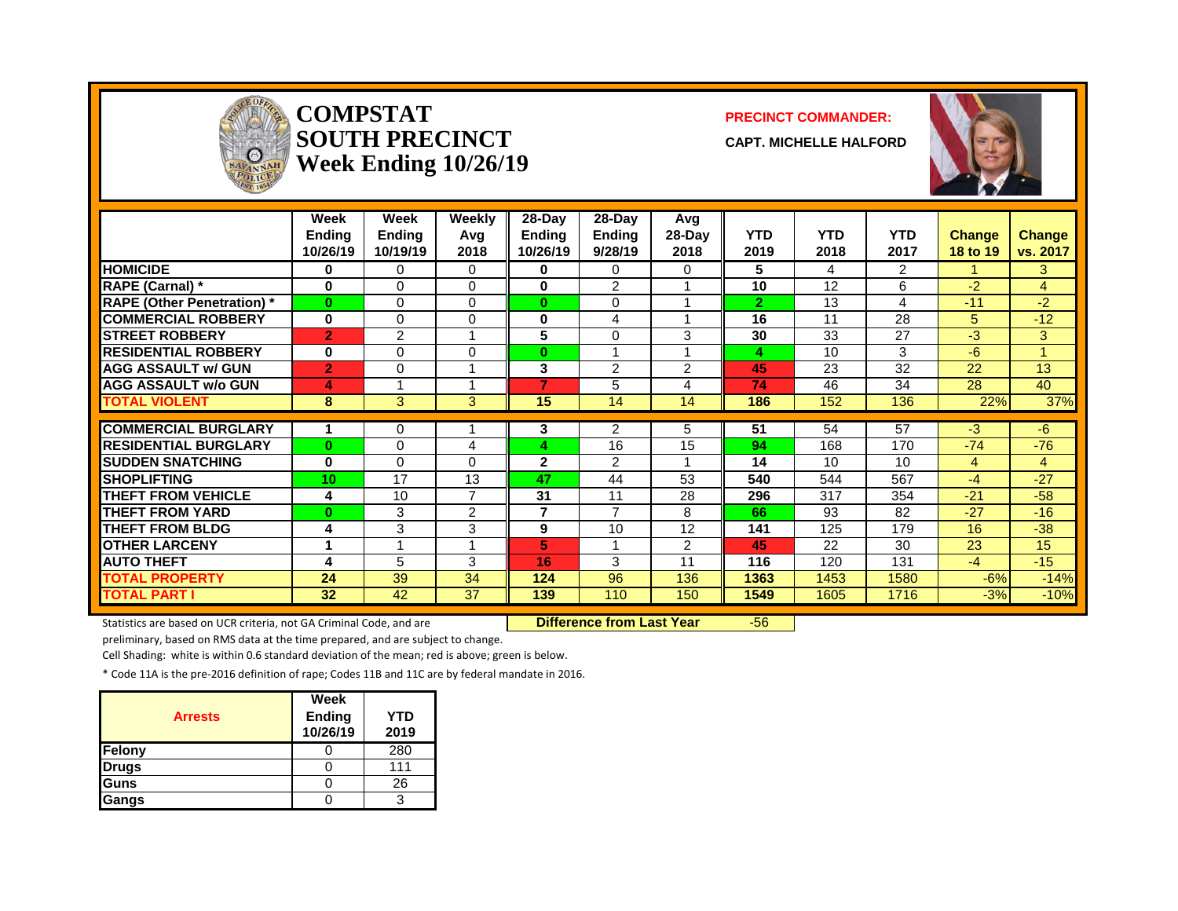# COMPSTAT SOUTH PRECINCT Week Ending 10/26/19

**PRECINCT COMMANDER:**

**CAPT. MICHELLE HALFORD**

| | Week Ending 10/26/19 | Week Ending 10/19/19 | Weekly Avg 2018 | 28-Day Ending 10/26/19 | 28-Day Ending 9/28/19 | Avg 28-Day 2018 | YTD 2019 | YTD 2018 | YTD 2017 | Change 18 to 19 | Change vs. 2017 |
|---|---|---|---|---|---|---|---|---|---|---|---|
| HOMICIDE | 0 | 0 | 0 | 0 | 0 | 0 | 5 | 4 | 2 | 1 | 3 |
| RAPE (Carnal) * | 0 | 0 | 0 | 0 | 2 | 1 | 10 | 12 | 6 | -2 | 4 |
| RAPE (Other Penetration) * | 0 | 0 | 0 | 0 | 0 | 1 | 2 | 13 | 4 | -11 | -2 |
| COMMERCIAL ROBBERY | 0 | 0 | 0 | 0 | 4 | 1 | 16 | 11 | 28 | 5 | -12 |
| STREET ROBBERY | 2 | 2 | 1 | 5 | 0 | 3 | 30 | 33 | 27 | -3 | 3 |
| RESIDENTIAL ROBBERY | 0 | 0 | 0 | 0 | 1 | 1 | 4 | 10 | 3 | -6 | 1 |
| AGG ASSAULT w/ GUN | 2 | 0 | 1 | 3 | 2 | 2 | 45 | 23 | 32 | 22 | 13 |
| AGG ASSAULT w/o GUN | 4 | 1 | 1 | 7 | 5 | 4 | 74 | 46 | 34 | 28 | 40 |
| TOTAL VIOLENT | 8 | 3 | 3 | 15 | 14 | 14 | 186 | 152 | 136 | 22% | 37% |
| COMMERCIAL BURGLARY | 1 | 0 | 1 | 3 | 2 | 5 | 51 | 54 | 57 | -3 | -6 |
| RESIDENTIAL BURGLARY | 0 | 0 | 4 | 4 | 16 | 15 | 94 | 168 | 170 | -74 | -76 |
| SUDDEN SNATCHING | 0 | 0 | 0 | 2 | 2 | 1 | 14 | 10 | 10 | 4 | 4 |
| SHOPLIFTING | 10 | 17 | 13 | 47 | 44 | 53 | 540 | 544 | 567 | -4 | -27 |
| THEFT FROM VEHICLE | 4 | 10 | 7 | 31 | 11 | 28 | 296 | 317 | 354 | -21 | -58 |
| THEFT FROM YARD | 0 | 3 | 2 | 7 | 7 | 8 | 66 | 93 | 82 | -27 | -16 |
| THEFT FROM BLDG | 4 | 3 | 3 | 9 | 10 | 12 | 141 | 125 | 179 | 16 | -38 |
| OTHER LARCENY | 1 | 1 | 1 | 5 | 1 | 2 | 45 | 22 | 30 | 23 | 15 |
| AUTO THEFT | 4 | 5 | 3 | 16 | 3 | 11 | 116 | 120 | 131 | -4 | -15 |
| TOTAL PROPERTY | 24 | 39 | 34 | 124 | 96 | 136 | 1363 | 1453 | 1580 | -6% | -14% |
| TOTAL PART I | 32 | 42 | 37 | 139 | 110 | 150 | 1549 | 1605 | 1716 | -3% | -10% |

Statistics are based on UCR criteria, not GA Criminal Code, and are preliminary, based on RMS data at the time prepared, and are subject to change.

**Difference from Last Year** -56

Cell Shading: white is within 0.6 standard deviation of the mean; red is above; green is below.

* Code 11A is the pre-2016 definition of rape; Codes 11B and 11C are by federal mandate in 2016.

| Arrests | Week Ending 10/26/19 | YTD 2019 |
|---|---|---|
| Felony | 0 | 280 |
| Drugs | 0 | 111 |
| Guns | 0 | 26 |
| Gangs | 0 | 3 |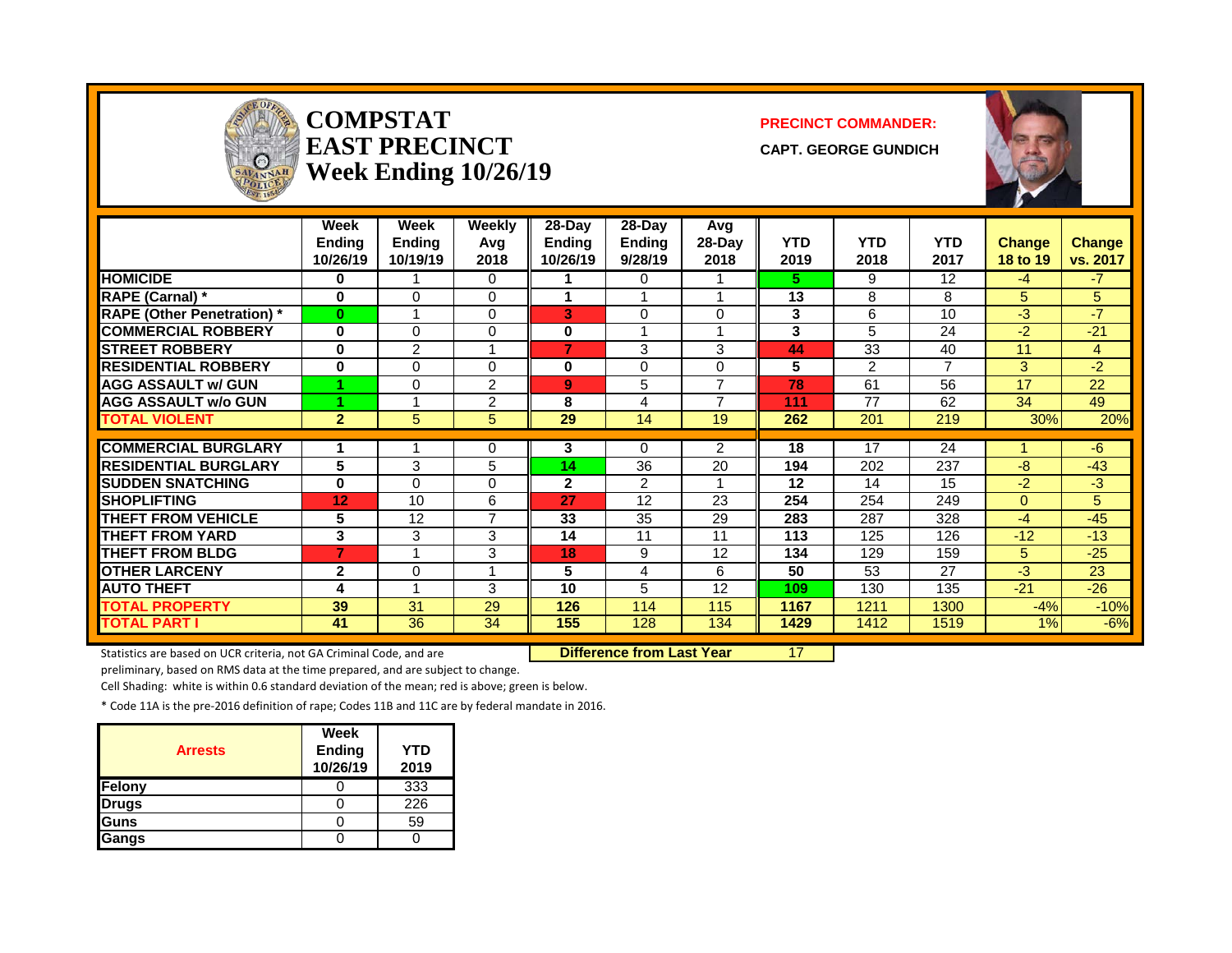# COMPSTAT
# EAST PRECINCT
# Week Ending 10/26/19

**PRECINCT COMMANDER:**

**CAPT. GEORGE GUNDICH**

| | Week Ending 10/26/19 | Week Ending 10/19/19 | Weekly Avg 2018 | 28-Day Ending 10/26/19 | 28-Day Ending 9/28/19 | Avg 28-Day 2018 | YTD 2019 | YTD 2018 | YTD 2017 | Change 18 to 19 | Change vs. 2017 |
|---|---|---|---|---|---|---|---|---|---|---|---|
| HOMICIDE | 0 | 1 | 0 | 1 | 0 | 1 | 5 | 9 | 12 | -4 | -7 |
| RAPE (Carnal) * | 0 | 0 | 0 | 1 | 1 | 1 | 13 | 8 | 8 | 5 | 5 |
| RAPE (Other Penetration) * | 0 | 1 | 0 | 3 | 0 | 0 | 3 | 6 | 10 | -3 | -7 |
| COMMERCIAL ROBBERY | 0 | 0 | 0 | 0 | 1 | 1 | 3 | 5 | 24 | -2 | -21 |
| STREET ROBBERY | 0 | 2 | 1 | 7 | 3 | 3 | 44 | 33 | 40 | 11 | 4 |
| RESIDENTIAL ROBBERY | 0 | 0 | 0 | 0 | 0 | 0 | 5 | 2 | 7 | 3 | -2 |
| AGG ASSAULT w/ GUN | 1 | 0 | 2 | 9 | 5 | 7 | 78 | 61 | 56 | 17 | 22 |
| AGG ASSAULT w/o GUN | 1 | 1 | 2 | 8 | 4 | 7 | 111 | 77 | 62 | 34 | 49 |
| TOTAL VIOLENT | 2 | 5 | 5 | 29 | 14 | 19 | 262 | 201 | 219 | 30% | 20% |
| COMMERCIAL BURGLARY | 1 | 1 | 0 | 3 | 0 | 2 | 18 | 17 | 24 | 1 | -6 |
| RESIDENTIAL BURGLARY | 5 | 3 | 5 | 14 | 36 | 20 | 194 | 202 | 237 | -8 | -43 |
| SUDDEN SNATCHING | 0 | 0 | 0 | 2 | 2 | 1 | 12 | 14 | 15 | -2 | -3 |
| SHOPLIFTING | 12 | 10 | 6 | 27 | 12 | 23 | 254 | 254 | 249 | 0 | 5 |
| THEFT FROM VEHICLE | 5 | 12 | 7 | 33 | 35 | 29 | 283 | 287 | 328 | -4 | -45 |
| THEFT FROM YARD | 3 | 3 | 3 | 14 | 11 | 11 | 113 | 125 | 126 | -12 | -13 |
| THEFT FROM BLDG | 7 | 1 | 3 | 18 | 9 | 12 | 134 | 129 | 159 | 5 | -25 |
| OTHER LARCENY | 2 | 0 | 1 | 5 | 4 | 6 | 50 | 53 | 27 | -3 | 23 |
| AUTO THEFT | 4 | 1 | 3 | 10 | 5 | 12 | 109 | 130 | 135 | -21 | -26 |
| TOTAL PROPERTY | 39 | 31 | 29 | 126 | 114 | 115 | 1167 | 1211 | 1300 | -4% | -10% |
| TOTAL PART I | 41 | 36 | 34 | 155 | 128 | 134 | 1429 | 1412 | 1519 | 1% | -6% |

Statistics are based on UCR criteria, not GA Criminal Code, and are preliminary, based on RMS data at the time prepared, and are subject to change.

**Difference from Last Year** 17

Cell Shading: white is within 0.6 standard deviation of the mean; red is above; green is below.

* Code 11A is the pre-2016 definition of rape; Codes 11B and 11C are by federal mandate in 2016.

| Arrests | Week Ending 10/26/19 | YTD 2019 |
|---|---|---|
| Felony | 0 | 333 |
| Drugs | 0 | 226 |
| Guns | 0 | 59 |
| Gangs | 0 | 0 |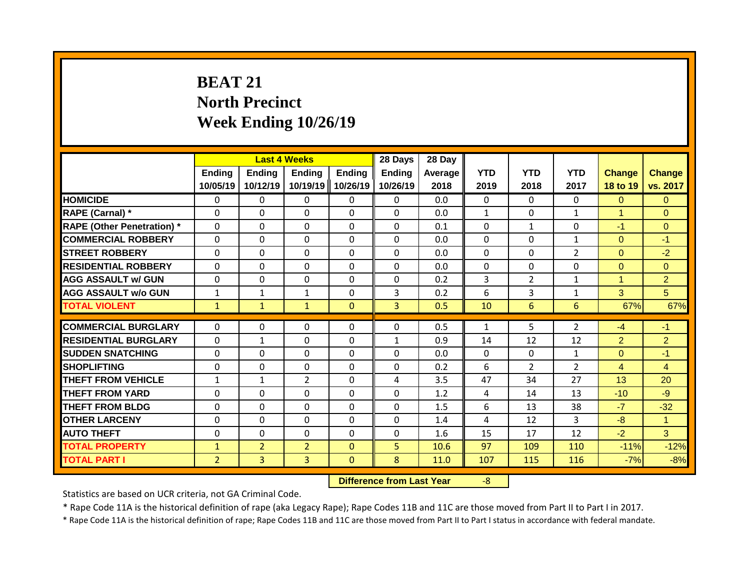# BEAT 21
# North Precinct
# Week Ending 10/26/19

| | Last 4 Weeks | | | | 28 Days | 28 Day | | | | | |
|---|---|---|---|---|---|---|---|---|---|---|---|
| | Ending 10/05/19 | Ending 10/12/19 | Ending 10/19/19 | Ending 10/26/19 | Ending 10/26/19 | Average 2018 | YTD 2019 | YTD 2018 | YTD 2017 | Change 18 to 19 | Change vs. 2017 |
| **HOMICIDE** | 0 | 0 | 0 | 0 | 0 | 0.0 | 0 | 0 | 0 | 0 | 0 |
| **RAPE (Carnal) *** | 0 | 0 | 0 | 0 | 0 | 0.0 | 1 | 0 | 1 | 1 | 0 |
| **RAPE (Other Penetration) *** | 0 | 0 | 0 | 0 | 0 | 0.1 | 0 | 1 | 0 | -1 | 0 |
| **COMMERCIAL ROBBERY** | 0 | 0 | 0 | 0 | 0 | 0.0 | 0 | 0 | 1 | 0 | -1 |
| **STREET ROBBERY** | 0 | 0 | 0 | 0 | 0 | 0.0 | 0 | 0 | 2 | 0 | -2 |
| **RESIDENTIAL ROBBERY** | 0 | 0 | 0 | 0 | 0 | 0.0 | 0 | 0 | 0 | 0 | 0 |
| **AGG ASSAULT w/ GUN** | 0 | 0 | 0 | 0 | 0 | 0.2 | 3 | 2 | 1 | 1 | 2 |
| **AGG ASSAULT w/o GUN** | 1 | 1 | 1 | 0 | 3 | 0.2 | 6 | 3 | 1 | 3 | 5 |
| **TOTAL VIOLENT** | 1 | 1 | 1 | 0 | 3 | 0.5 | 10 | 6 | 6 | 67% | 67% |
| **COMMERCIAL BURGLARY** | 0 | 0 | 0 | 0 | 0 | 0.5 | 1 | 5 | 2 | -4 | -1 |
| **RESIDENTIAL BURGLARY** | 0 | 1 | 0 | 0 | 1 | 0.9 | 14 | 12 | 12 | 2 | 2 |
| **SUDDEN SNATCHING** | 0 | 0 | 0 | 0 | 0 | 0.0 | 0 | 0 | 1 | 0 | -1 |
| **SHOPLIFTING** | 0 | 0 | 0 | 0 | 0 | 0.2 | 6 | 2 | 2 | 4 | 4 |
| **THEFT FROM VEHICLE** | 1 | 1 | 2 | 0 | 4 | 3.5 | 47 | 34 | 27 | 13 | 20 |
| **THEFT FROM YARD** | 0 | 0 | 0 | 0 | 0 | 1.2 | 4 | 14 | 13 | -10 | -9 |
| **THEFT FROM BLDG** | 0 | 0 | 0 | 0 | 0 | 1.5 | 6 | 13 | 38 | -7 | -32 |
| **OTHER LARCENY** | 0 | 0 | 0 | 0 | 0 | 1.4 | 4 | 12 | 3 | -8 | 1 |
| **AUTO THEFT** | 0 | 0 | 0 | 0 | 0 | 1.6 | 15 | 17 | 12 | -2 | 3 |
| **TOTAL PROPERTY** | 1 | 2 | 2 | 0 | 5 | 10.6 | 97 | 109 | 110 | -11% | -12% |
| **TOTAL PART I** | 2 | 3 | 3 | 0 | 8 | 11.0 | 107 | 115 | 116 | -7% | -8% |

**Difference from Last Year** -8

Statistics are based on UCR criteria, not GA Criminal Code.

* Rape Code 11A is the historical definition of rape (aka Legacy Rape); Rape Codes 11B and 11C are those moved from Part II to Part I in 2017.

* Rape Code 11A is the historical definition of rape; Rape Codes 11B and 11C are those moved from Part II to Part I status in accordance with federal mandate.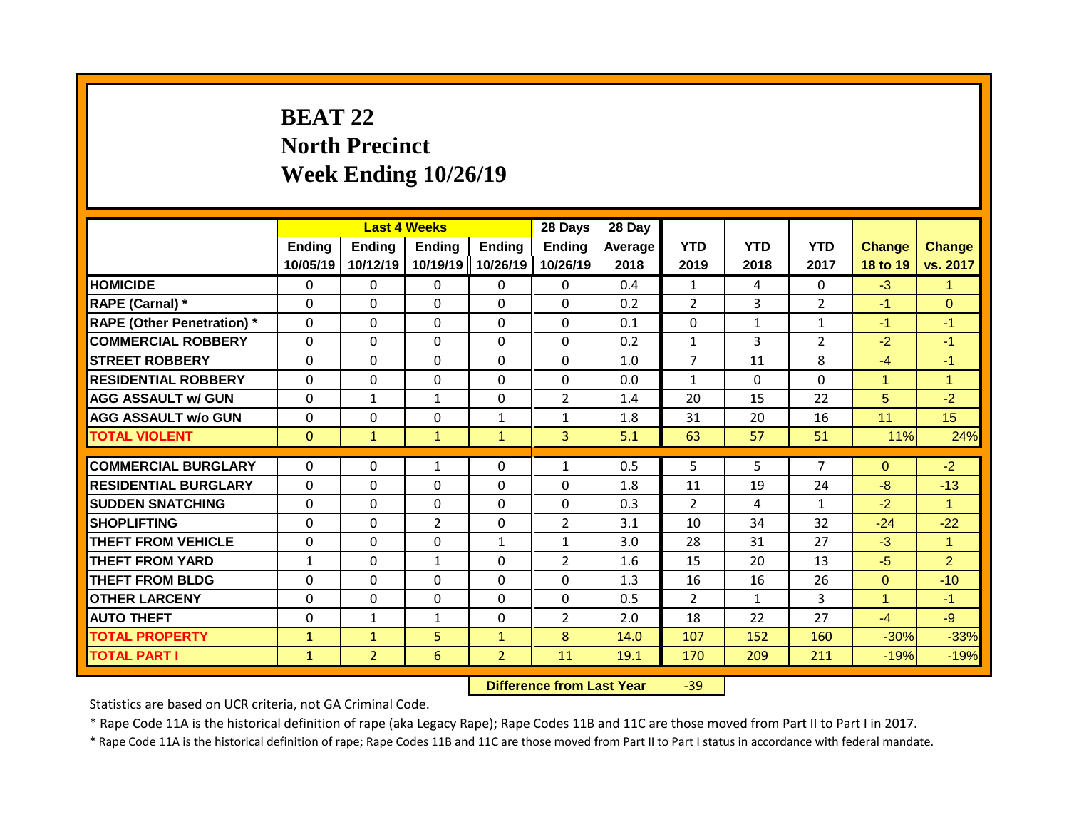# BEAT 22
## North Precinct
## Week Ending 10/26/19

| | Last 4 Weeks | | | | 28 Days | 28 Day | | | | | |
|---|---|---|---|---|---|---|---|---|---|---|---|
| | Ending 10/05/19 | Ending 10/12/19 | Ending 10/19/19 | Ending 10/26/19 | Ending 10/26/19 | Average 2018 | YTD 2019 | YTD 2018 | YTD 2017 | Change 18 to 19 | Change vs. 2017 |
| HOMICIDE | 0 | 0 | 0 | 0 | 0 | 0.4 | 1 | 4 | 0 | -3 | 1 |
| RAPE (Carnal) * | 0 | 0 | 0 | 0 | 0 | 0.2 | 2 | 3 | 2 | -1 | 0 |
| RAPE (Other Penetration) * | 0 | 0 | 0 | 0 | 0 | 0.1 | 0 | 1 | 1 | -1 | -1 |
| COMMERCIAL ROBBERY | 0 | 0 | 0 | 0 | 0 | 0.2 | 1 | 3 | 2 | -2 | -1 |
| STREET ROBBERY | 0 | 0 | 0 | 0 | 0 | 1.0 | 7 | 11 | 8 | -4 | -1 |
| RESIDENTIAL ROBBERY | 0 | 0 | 0 | 0 | 0 | 0.0 | 1 | 0 | 0 | 1 | 1 |
| AGG ASSAULT w/ GUN | 0 | 1 | 1 | 0 | 2 | 1.4 | 20 | 15 | 22 | 5 | -2 |
| AGG ASSAULT w/o GUN | 0 | 0 | 0 | 1 | 1 | 1.8 | 31 | 20 | 16 | 11 | 15 |
| TOTAL VIOLENT | 0 | 1 | 1 | 1 | 3 | 5.1 | 63 | 57 | 51 | 11% | 24% |
| COMMERCIAL BURGLARY | 0 | 0 | 1 | 0 | 1 | 0.5 | 5 | 5 | 7 | 0 | -2 |
| RESIDENTIAL BURGLARY | 0 | 0 | 0 | 0 | 0 | 1.8 | 11 | 19 | 24 | -8 | -13 |
| SUDDEN SNATCHING | 0 | 0 | 0 | 0 | 0 | 0.3 | 2 | 4 | 1 | -2 | 1 |
| SHOPLIFTING | 0 | 0 | 2 | 0 | 2 | 3.1 | 10 | 34 | 32 | -24 | -22 |
| THEFT FROM VEHICLE | 0 | 0 | 0 | 1 | 1 | 3.0 | 28 | 31 | 27 | -3 | 1 |
| THEFT FROM YARD | 1 | 0 | 1 | 0 | 2 | 1.6 | 15 | 20 | 13 | -5 | 2 |
| THEFT FROM BLDG | 0 | 0 | 0 | 0 | 0 | 1.3 | 16 | 16 | 26 | 0 | -10 |
| OTHER LARCENY | 0 | 0 | 0 | 0 | 0 | 0.5 | 2 | 1 | 3 | 1 | -1 |
| AUTO THEFT | 0 | 1 | 1 | 0 | 2 | 2.0 | 18 | 22 | 27 | -4 | -9 |
| TOTAL PROPERTY | 1 | 1 | 5 | 1 | 8 | 14.0 | 107 | 152 | 160 | -30% | -33% |
| TOTAL PART I | 1 | 2 | 6 | 2 | 11 | 19.1 | 170 | 209 | 211 | -19% | -19% |

**Difference from Last Year** -39

Statistics are based on UCR criteria, not GA Criminal Code.

* Rape Code 11A is the historical definition of rape (aka Legacy Rape); Rape Codes 11B and 11C are those moved from Part II to Part I in 2017.

* Rape Code 11A is the historical definition of rape; Rape Codes 11B and 11C are those moved from Part II to Part I status in accordance with federal mandate.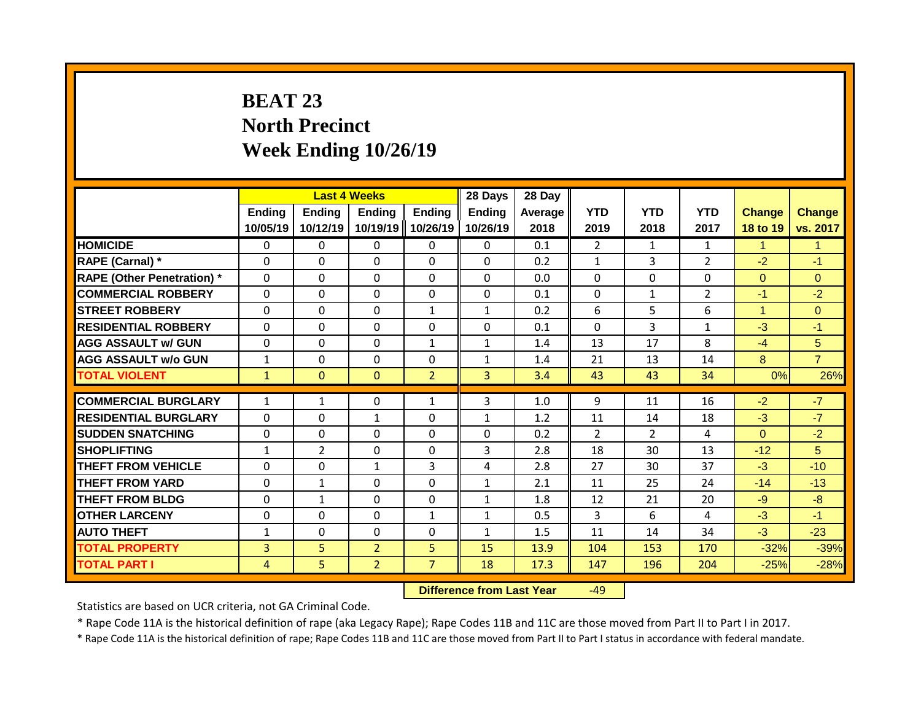# BEAT 23
# North Precinct
# Week Ending 10/26/19

| | Last 4 Weeks | | | | 28 Days | 28 Day | | | | | |
|---|---|---|---|---|---|---|---|---|---|---|---|
| | Ending 10/05/19 | Ending 10/12/19 | Ending 10/19/19 | Ending 10/26/19 | Ending 10/26/19 | Average 2018 | YTD 2019 | YTD 2018 | YTD 2017 | Change 18 to 19 | Change vs. 2017 |
| HOMICIDE | 0 | 0 | 0 | 0 | 0 | 0.1 | 2 | 1 | 1 | 1 | 1 |
| RAPE (Carnal) * | 0 | 0 | 0 | 0 | 0 | 0.2 | 1 | 3 | 2 | -2 | -1 |
| RAPE (Other Penetration) * | 0 | 0 | 0 | 0 | 0 | 0.0 | 0 | 0 | 0 | 0 | 0 |
| COMMERCIAL ROBBERY | 0 | 0 | 0 | 0 | 0 | 0.1 | 0 | 1 | 2 | -1 | -2 |
| STREET ROBBERY | 0 | 0 | 0 | 1 | 1 | 0.2 | 6 | 5 | 6 | 1 | 0 |
| RESIDENTIAL ROBBERY | 0 | 0 | 0 | 0 | 0 | 0.1 | 0 | 3 | 1 | -3 | -1 |
| AGG ASSAULT w/ GUN | 0 | 0 | 0 | 1 | 1 | 1.4 | 13 | 17 | 8 | -4 | 5 |
| AGG ASSAULT w/o GUN | 1 | 0 | 0 | 0 | 1 | 1.4 | 21 | 13 | 14 | 8 | 7 |
| TOTAL VIOLENT | 1 | 0 | 0 | 2 | 3 | 3.4 | 43 | 43 | 34 | 0% | 26% |
| COMMERCIAL BURGLARY | 1 | 1 | 0 | 1 | 3 | 1.0 | 9 | 11 | 16 | -2 | -7 |
| RESIDENTIAL BURGLARY | 0 | 0 | 1 | 0 | 1 | 1.2 | 11 | 14 | 18 | -3 | -7 |
| SUDDEN SNATCHING | 0 | 0 | 0 | 0 | 0 | 0.2 | 2 | 2 | 4 | 0 | -2 |
| SHOPLIFTING | 1 | 2 | 0 | 0 | 3 | 2.8 | 18 | 30 | 13 | -12 | 5 |
| THEFT FROM VEHICLE | 0 | 0 | 1 | 3 | 4 | 2.8 | 27 | 30 | 37 | -3 | -10 |
| THEFT FROM YARD | 0 | 1 | 0 | 0 | 1 | 2.1 | 11 | 25 | 24 | -14 | -13 |
| THEFT FROM BLDG | 0 | 1 | 0 | 0 | 1 | 1.8 | 12 | 21 | 20 | -9 | -8 |
| OTHER LARCENY | 0 | 0 | 0 | 1 | 1 | 0.5 | 3 | 6 | 4 | -3 | -1 |
| AUTO THEFT | 1 | 0 | 0 | 0 | 1 | 1.5 | 11 | 14 | 34 | -3 | -23 |
| TOTAL PROPERTY | 3 | 5 | 2 | 5 | 15 | 13.9 | 104 | 153 | 170 | -32% | -39% |
| TOTAL PART I | 4 | 5 | 2 | 7 | 18 | 17.3 | 147 | 196 | 204 | -25% | -28% |

**Difference from Last Year** -49

Statistics are based on UCR criteria, not GA Criminal Code.

\* Rape Code 11A is the historical definition of rape (aka Legacy Rape); Rape Codes 11B and 11C are those moved from Part II to Part I in 2017.

\* Rape Code 11A is the historical definition of rape; Rape Codes 11B and 11C are those moved from Part II to Part I status in accordance with federal mandate.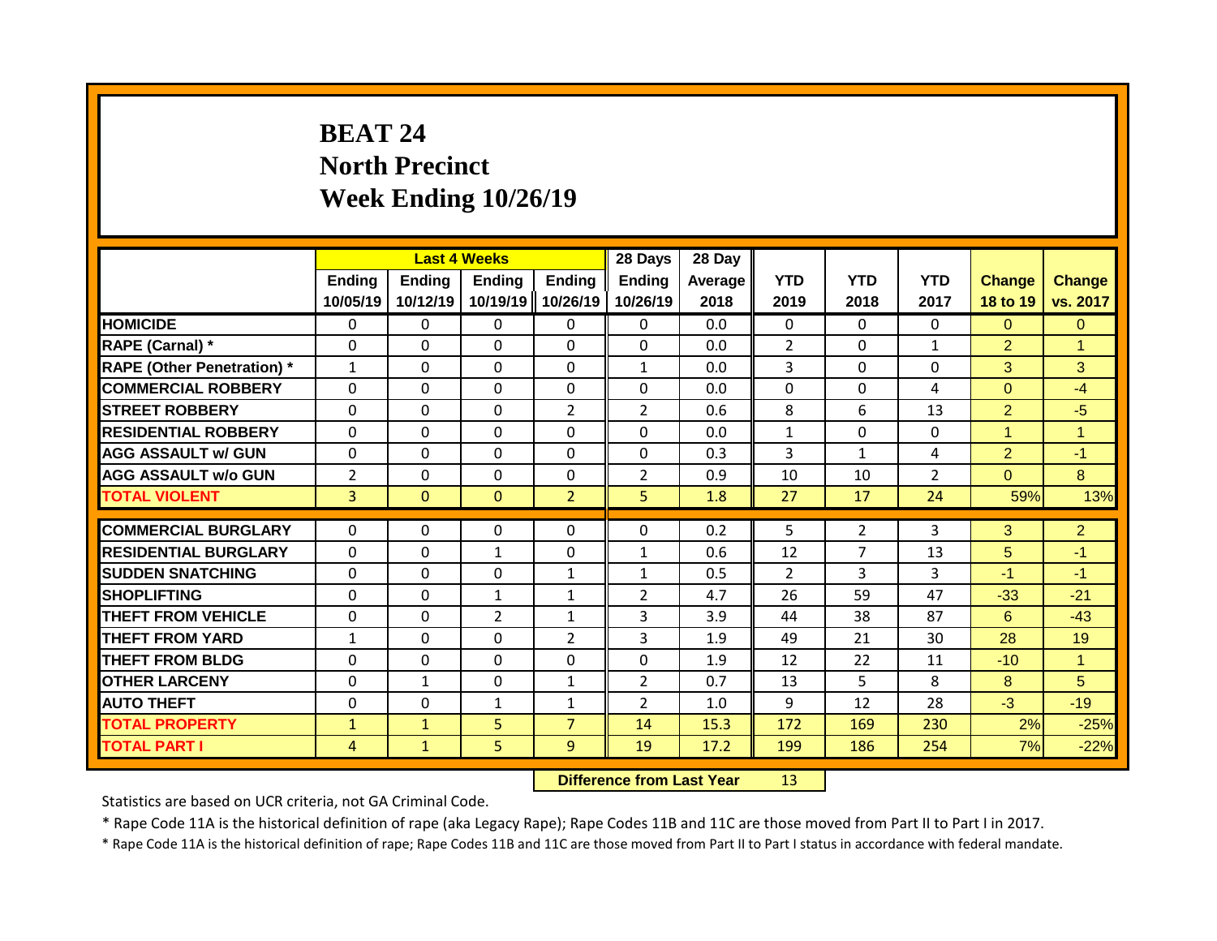# BEAT 24
# North Precinct
# Week Ending 10/26/19

| | Last 4 Weeks | | | | 28 Days | 28 Day | | | | | |
|---|---|---|---|---|---|---|---|---|---|---|---|
| | Ending 10/05/19 | Ending 10/12/19 | Ending 10/19/19 | Ending 10/26/19 | Ending 10/26/19 | Average 2018 | YTD 2019 | YTD 2018 | YTD 2017 | Change 18 to 19 | Change vs. 2017 |
| HOMICIDE | 0 | 0 | 0 | 0 | 0 | 0.0 | 0 | 0 | 0 | 0 | 0 |
| RAPE (Carnal) * | 0 | 0 | 0 | 0 | 0 | 0.0 | 2 | 0 | 1 | 2 | 1 |
| RAPE (Other Penetration) * | 1 | 0 | 0 | 0 | 1 | 0.0 | 3 | 0 | 0 | 3 | 3 |
| COMMERCIAL ROBBERY | 0 | 0 | 0 | 0 | 0 | 0.0 | 0 | 0 | 4 | 0 | -4 |
| STREET ROBBERY | 0 | 0 | 0 | 2 | 2 | 0.6 | 8 | 6 | 13 | 2 | -5 |
| RESIDENTIAL ROBBERY | 0 | 0 | 0 | 0 | 0 | 0.0 | 1 | 0 | 0 | 1 | 1 |
| AGG ASSAULT w/ GUN | 0 | 0 | 0 | 0 | 0 | 0.3 | 3 | 1 | 4 | 2 | -1 |
| AGG ASSAULT w/o GUN | 2 | 0 | 0 | 0 | 2 | 0.9 | 10 | 10 | 2 | 0 | 8 |
| TOTAL VIOLENT | 3 | 0 | 0 | 2 | 5 | 1.8 | 27 | 17 | 24 | 59% | 13% |
| COMMERCIAL BURGLARY | 0 | 0 | 0 | 0 | 0 | 0.2 | 5 | 2 | 3 | 3 | 2 |
| RESIDENTIAL BURGLARY | 0 | 0 | 1 | 0 | 1 | 0.6 | 12 | 7 | 13 | 5 | -1 |
| SUDDEN SNATCHING | 0 | 0 | 0 | 1 | 1 | 0.5 | 2 | 3 | 3 | -1 | -1 |
| SHOPLIFTING | 0 | 0 | 1 | 1 | 2 | 4.7 | 26 | 59 | 47 | -33 | -21 |
| THEFT FROM VEHICLE | 0 | 0 | 2 | 1 | 3 | 3.9 | 44 | 38 | 87 | 6 | -43 |
| THEFT FROM YARD | 1 | 0 | 0 | 2 | 3 | 1.9 | 49 | 21 | 30 | 28 | 19 |
| THEFT FROM BLDG | 0 | 0 | 0 | 0 | 0 | 1.9 | 12 | 22 | 11 | -10 | 1 |
| OTHER LARCENY | 0 | 1 | 0 | 1 | 2 | 0.7 | 13 | 5 | 8 | 8 | 5 |
| AUTO THEFT | 0 | 0 | 1 | 1 | 2 | 1.0 | 9 | 12 | 28 | -3 | -19 |
| TOTAL PROPERTY | 1 | 1 | 5 | 7 | 14 | 15.3 | 172 | 169 | 230 | 2% | -25% |
| TOTAL PART I | 4 | 1 | 5 | 9 | 19 | 17.2 | 199 | 186 | 254 | 7% | -22% |

**Difference from Last Year** 13

Statistics are based on UCR criteria, not GA Criminal Code.

* Rape Code 11A is the historical definition of rape (aka Legacy Rape); Rape Codes 11B and 11C are those moved from Part II to Part I in 2017.

* Rape Code 11A is the historical definition of rape; Rape Codes 11B and 11C are those moved from Part II to Part I status in accordance with federal mandate.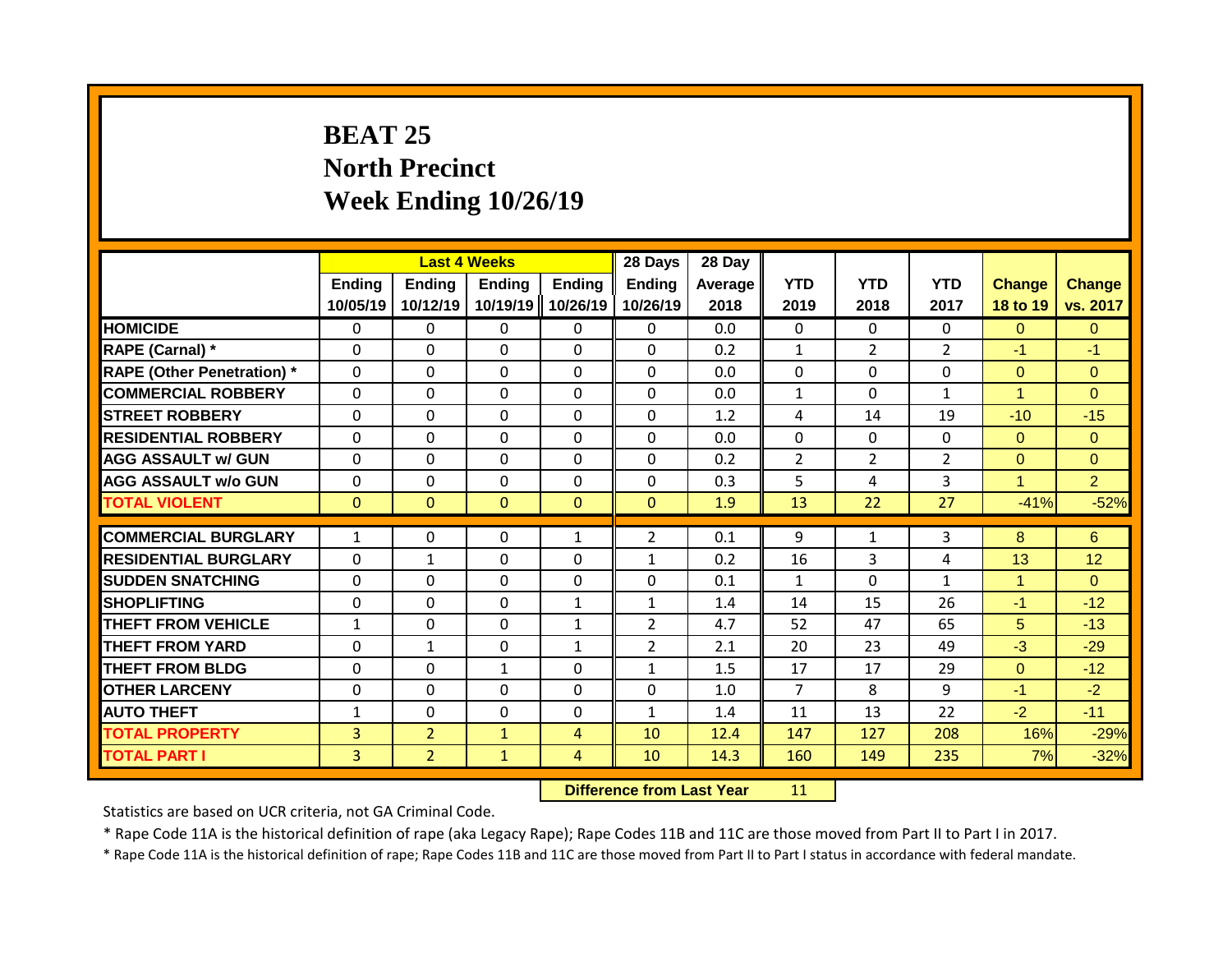# BEAT 25
## North Precinct
## Week Ending 10/26/19

| | Last 4 Weeks | | | | 28 Days | 28 Day | | | | | |
|---|---|---|---|---|---|---|---|---|---|---|---|
| | Ending 10/05/19 | Ending 10/12/19 | Ending 10/19/19 | Ending 10/26/19 | Ending 10/26/19 | Average 2018 | YTD 2019 | YTD 2018 | YTD 2017 | Change 18 to 19 | Change vs. 2017 |
| HOMICIDE | 0 | 0 | 0 | 0 | 0 | 0.0 | 0 | 0 | 0 | 0 | 0 |
| RAPE (Carnal) * | 0 | 0 | 0 | 0 | 0 | 0.2 | 1 | 2 | 2 | -1 | -1 |
| RAPE (Other Penetration) * | 0 | 0 | 0 | 0 | 0 | 0.0 | 0 | 0 | 0 | 0 | 0 |
| COMMERCIAL ROBBERY | 0 | 0 | 0 | 0 | 0 | 0.0 | 1 | 0 | 1 | 1 | 0 |
| STREET ROBBERY | 0 | 0 | 0 | 0 | 0 | 1.2 | 4 | 14 | 19 | -10 | -15 |
| RESIDENTIAL ROBBERY | 0 | 0 | 0 | 0 | 0 | 0.0 | 0 | 0 | 0 | 0 | 0 |
| AGG ASSAULT w/ GUN | 0 | 0 | 0 | 0 | 0 | 0.2 | 2 | 2 | 2 | 0 | 0 |
| AGG ASSAULT w/o GUN | 0 | 0 | 0 | 0 | 0 | 0.3 | 5 | 4 | 3 | 1 | 2 |
| TOTAL VIOLENT | 0 | 0 | 0 | 0 | 0 | 1.9 | 13 | 22 | 27 | -41% | -52% |
| COMMERCIAL BURGLARY | 1 | 0 | 0 | 1 | 2 | 0.1 | 9 | 1 | 3 | 8 | 6 |
| RESIDENTIAL BURGLARY | 0 | 1 | 0 | 0 | 1 | 0.2 | 16 | 3 | 4 | 13 | 12 |
| SUDDEN SNATCHING | 0 | 0 | 0 | 0 | 0 | 0.1 | 1 | 0 | 1 | 1 | 0 |
| SHOPLIFTING | 0 | 0 | 0 | 1 | 1 | 1.4 | 14 | 15 | 26 | -1 | -12 |
| THEFT FROM VEHICLE | 1 | 0 | 0 | 1 | 2 | 4.7 | 52 | 47 | 65 | 5 | -13 |
| THEFT FROM YARD | 0 | 1 | 0 | 1 | 2 | 2.1 | 20 | 23 | 49 | -3 | -29 |
| THEFT FROM BLDG | 0 | 0 | 1 | 0 | 1 | 1.5 | 17 | 17 | 29 | 0 | -12 |
| OTHER LARCENY | 0 | 0 | 0 | 0 | 0 | 1.0 | 7 | 8 | 9 | -1 | -2 |
| AUTO THEFT | 1 | 0 | 0 | 0 | 1 | 1.4 | 11 | 13 | 22 | -2 | -11 |
| TOTAL PROPERTY | 3 | 2 | 1 | 4 | 10 | 12.4 | 147 | 127 | 208 | 16% | -29% |
| TOTAL PART I | 3 | 2 | 1 | 4 | 10 | 14.3 | 160 | 149 | 235 | 7% | -32% |

**Difference from Last Year** 11

Statistics are based on UCR criteria, not GA Criminal Code.

* Rape Code 11A is the historical definition of rape (aka Legacy Rape); Rape Codes 11B and 11C are those moved from Part II to Part I in 2017.

* Rape Code 11A is the historical definition of rape; Rape Codes 11B and 11C are those moved from Part II to Part I status in accordance with federal mandate.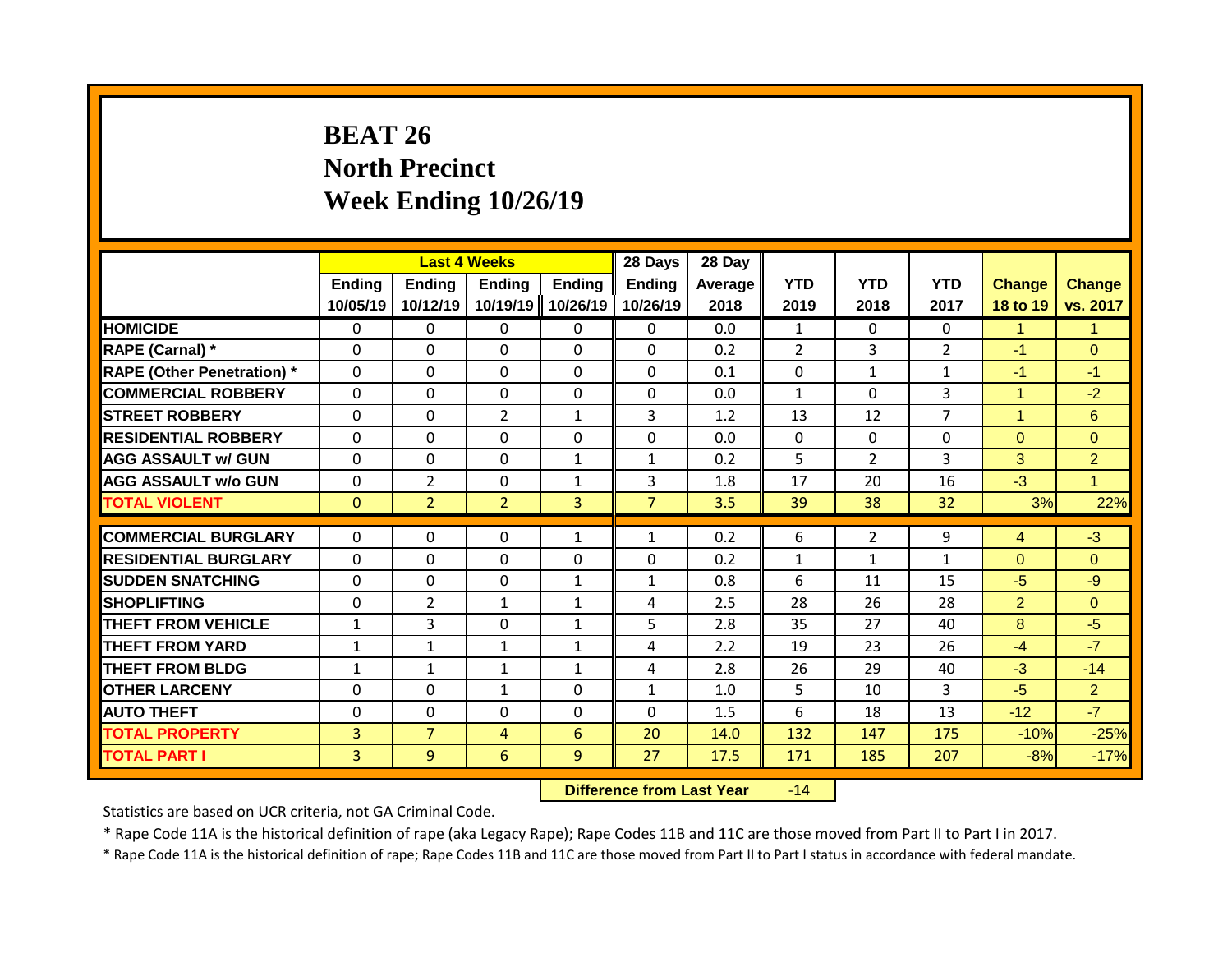# BEAT 26
## North Precinct
## Week Ending 10/26/19

| | Last 4 Weeks | | | | 28 Days | 28 Day | | | | | |
|---|---|---|---|---|---|---|---|---|---|---|---|
| | Ending 10/05/19 | Ending 10/12/19 | Ending 10/19/19 | Ending 10/26/19 | Ending 10/26/19 | Average 2018 | YTD 2019 | YTD 2018 | YTD 2017 | Change 18 to 19 | Change vs. 2017 |
| **HOMICIDE** | 0 | 0 | 0 | 0 | 0 | 0.0 | 1 | 0 | 0 | 1 | 1 |
| **RAPE (Carnal) *** | 0 | 0 | 0 | 0 | 0 | 0.2 | 2 | 3 | 2 | -1 | 0 |
| **RAPE (Other Penetration) *** | 0 | 0 | 0 | 0 | 0 | 0.1 | 0 | 1 | 1 | -1 | -1 |
| **COMMERCIAL ROBBERY** | 0 | 0 | 0 | 0 | 0 | 0.0 | 1 | 0 | 3 | 1 | -2 |
| **STREET ROBBERY** | 0 | 0 | 2 | 1 | 3 | 1.2 | 13 | 12 | 7 | 1 | 6 |
| **RESIDENTIAL ROBBERY** | 0 | 0 | 0 | 0 | 0 | 0.0 | 0 | 0 | 0 | 0 | 0 |
| **AGG ASSAULT w/ GUN** | 0 | 0 | 0 | 1 | 1 | 0.2 | 5 | 2 | 3 | 3 | 2 |
| **AGG ASSAULT w/o GUN** | 0 | 2 | 0 | 1 | 3 | 1.8 | 17 | 20 | 16 | -3 | 1 |
| **TOTAL VIOLENT** | 0 | 2 | 2 | 3 | 7 | 3.5 | 39 | 38 | 32 | 3% | 22% |
| **COMMERCIAL BURGLARY** | 0 | 0 | 0 | 1 | 1 | 0.2 | 6 | 2 | 9 | 4 | -3 |
| **RESIDENTIAL BURGLARY** | 0 | 0 | 0 | 0 | 0 | 0.2 | 1 | 1 | 1 | 0 | 0 |
| **SUDDEN SNATCHING** | 0 | 0 | 0 | 1 | 1 | 0.8 | 6 | 11 | 15 | -5 | -9 |
| **SHOPLIFTING** | 0 | 2 | 1 | 1 | 4 | 2.5 | 28 | 26 | 28 | 2 | 0 |
| **THEFT FROM VEHICLE** | 1 | 3 | 0 | 1 | 5 | 2.8 | 35 | 27 | 40 | 8 | -5 |
| **THEFT FROM YARD** | 1 | 1 | 1 | 1 | 4 | 2.2 | 19 | 23 | 26 | -4 | -7 |
| **THEFT FROM BLDG** | 1 | 1 | 1 | 1 | 4 | 2.8 | 26 | 29 | 40 | -3 | -14 |
| **OTHER LARCENY** | 0 | 0 | 1 | 0 | 1 | 1.0 | 5 | 10 | 3 | -5 | 2 |
| **AUTO THEFT** | 0 | 0 | 0 | 0 | 0 | 1.5 | 6 | 18 | 13 | -12 | -7 |
| **TOTAL PROPERTY** | 3 | 7 | 4 | 6 | 20 | 14.0 | 132 | 147 | 175 | -10% | -25% |
| **TOTAL PART I** | 3 | 9 | 6 | 9 | 27 | 17.5 | 171 | 185 | 207 | -8% | -17% |

**Difference from Last Year** -14

Statistics are based on UCR criteria, not GA Criminal Code.

* Rape Code 11A is the historical definition of rape (aka Legacy Rape); Rape Codes 11B and 11C are those moved from Part II to Part I in 2017.

* Rape Code 11A is the historical definition of rape; Rape Codes 11B and 11C are those moved from Part II to Part I status in accordance with federal mandate.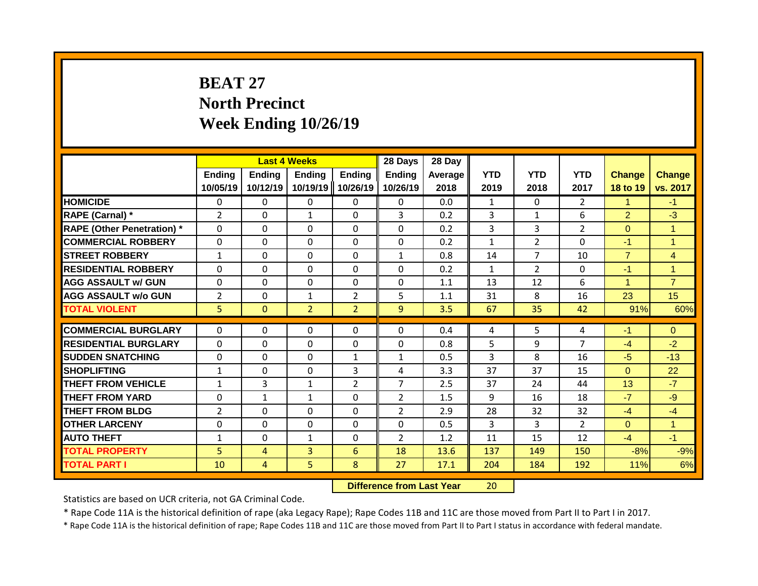# BEAT 27
## North Precinct
## Week Ending 10/26/19

| | Last 4 Weeks | | | | 28 Days | 28 Day | | | | | |
|---|---|---|---|---|---|---|---|---|---|---|---|
| | Ending 10/05/19 | Ending 10/12/19 | Ending 10/19/19 | Ending 10/26/19 | Ending 10/26/19 | Average 2018 | YTD 2019 | YTD 2018 | YTD 2017 | Change 18 to 19 | Change vs. 2017 |
| HOMICIDE | 0 | 0 | 0 | 0 | 0 | 0.0 | 1 | 0 | 2 | 1 | -1 |
| RAPE (Carnal) * | 2 | 0 | 1 | 0 | 3 | 0.2 | 3 | 1 | 6 | 2 | -3 |
| RAPE (Other Penetration) * | 0 | 0 | 0 | 0 | 0 | 0.2 | 3 | 3 | 2 | 0 | 1 |
| COMMERCIAL ROBBERY | 0 | 0 | 0 | 0 | 0 | 0.2 | 1 | 2 | 0 | -1 | 1 |
| STREET ROBBERY | 1 | 0 | 0 | 0 | 1 | 0.8 | 14 | 7 | 10 | 7 | 4 |
| RESIDENTIAL ROBBERY | 0 | 0 | 0 | 0 | 0 | 0.2 | 1 | 2 | 0 | -1 | 1 |
| AGG ASSAULT w/ GUN | 0 | 0 | 0 | 0 | 0 | 1.1 | 13 | 12 | 6 | 1 | 7 |
| AGG ASSAULT w/o GUN | 2 | 0 | 1 | 2 | 5 | 1.1 | 31 | 8 | 16 | 23 | 15 |
| TOTAL VIOLENT | 5 | 0 | 2 | 2 | 9 | 3.5 | 67 | 35 | 42 | 91% | 60% |
| COMMERCIAL BURGLARY | 0 | 0 | 0 | 0 | 0 | 0.4 | 4 | 5 | 4 | -1 | 0 |
| RESIDENTIAL BURGLARY | 0 | 0 | 0 | 0 | 0 | 0.8 | 5 | 9 | 7 | -4 | -2 |
| SUDDEN SNATCHING | 0 | 0 | 0 | 1 | 1 | 0.5 | 3 | 8 | 16 | -5 | -13 |
| SHOPLIFTING | 1 | 0 | 0 | 3 | 4 | 3.3 | 37 | 37 | 15 | 0 | 22 |
| THEFT FROM VEHICLE | 1 | 3 | 1 | 2 | 7 | 2.5 | 37 | 24 | 44 | 13 | -7 |
| THEFT FROM YARD | 0 | 1 | 1 | 0 | 2 | 1.5 | 9 | 16 | 18 | -7 | -9 |
| THEFT FROM BLDG | 2 | 0 | 0 | 0 | 2 | 2.9 | 28 | 32 | 32 | -4 | -4 |
| OTHER LARCENY | 0 | 0 | 0 | 0 | 0 | 0.5 | 3 | 3 | 2 | 0 | 1 |
| AUTO THEFT | 1 | 0 | 1 | 0 | 2 | 1.2 | 11 | 15 | 12 | -4 | -1 |
| TOTAL PROPERTY | 5 | 4 | 3 | 6 | 18 | 13.6 | 137 | 149 | 150 | -8% | -9% |
| TOTAL PART I | 10 | 4 | 5 | 8 | 27 | 17.1 | 204 | 184 | 192 | 11% | 6% |

**Difference from Last Year** 20

Statistics are based on UCR criteria, not GA Criminal Code.

* Rape Code 11A is the historical definition of rape (aka Legacy Rape); Rape Codes 11B and 11C are those moved from Part II to Part I in 2017.

* Rape Code 11A is the historical definition of rape; Rape Codes 11B and 11C are those moved from Part II to Part I status in accordance with federal mandate.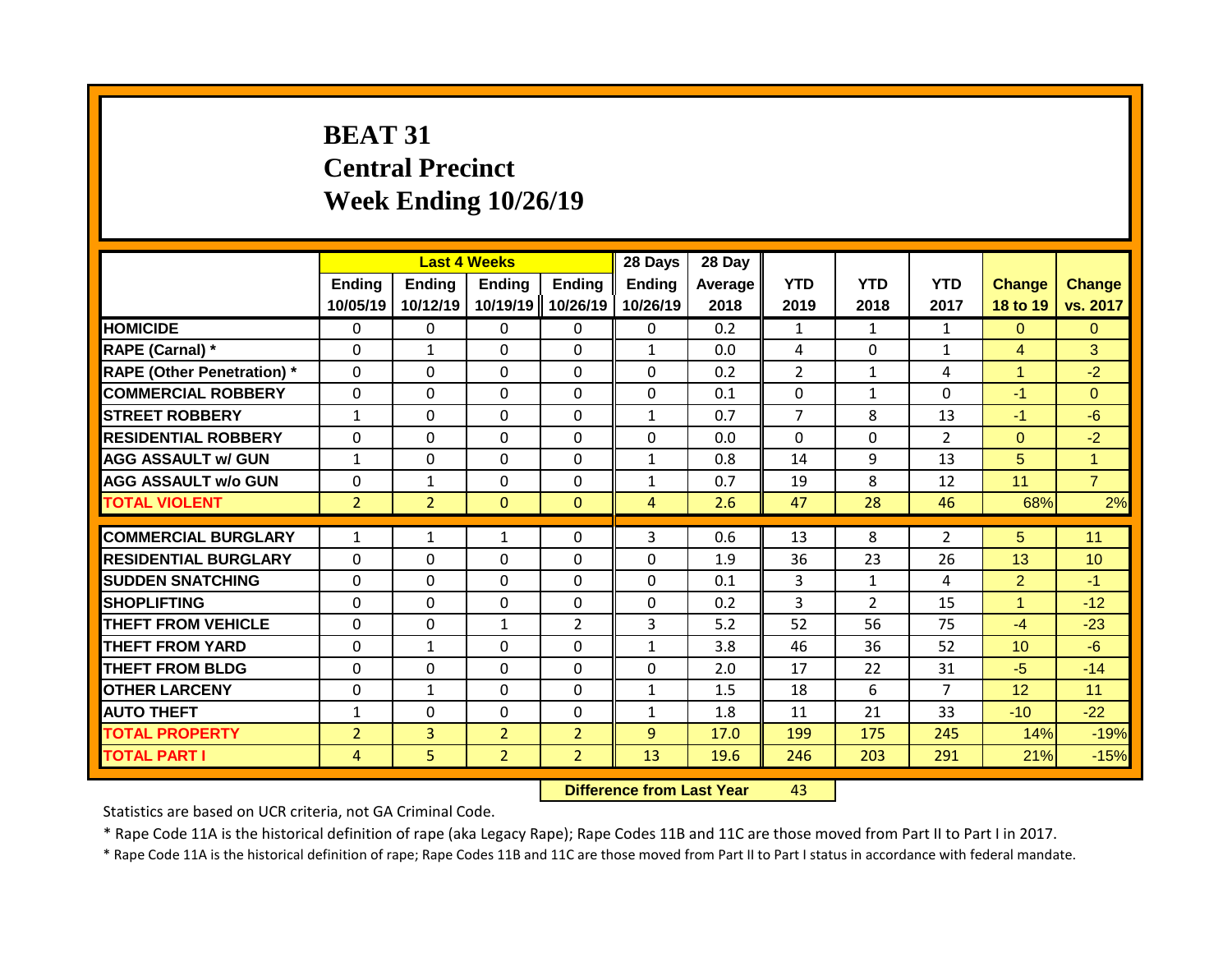# BEAT 31
## Central Precinct
## Week Ending 10/26/19

| | Last 4 Weeks | | | | 28 Days | 28 Day | | | | | |
|---|---|---|---|---|---|---|---|---|---|---|---|
| | Ending 10/05/19 | Ending 10/12/19 | Ending 10/19/19 | Ending 10/26/19 | Ending 10/26/19 | Average 2018 | YTD 2019 | YTD 2018 | YTD 2017 | Change 18 to 19 | Change vs. 2017 |
| HOMICIDE | 0 | 0 | 0 | 0 | 0 | 0.2 | 1 | 1 | 1 | 0 | 0 |
| RAPE (Carnal) * | 0 | 1 | 0 | 0 | 1 | 0.0 | 4 | 0 | 1 | 4 | 3 |
| RAPE (Other Penetration) * | 0 | 0 | 0 | 0 | 0 | 0.2 | 2 | 1 | 4 | 1 | -2 |
| COMMERCIAL ROBBERY | 0 | 0 | 0 | 0 | 0 | 0.1 | 0 | 1 | 0 | -1 | 0 |
| STREET ROBBERY | 1 | 0 | 0 | 0 | 1 | 0.7 | 7 | 8 | 13 | -1 | -6 |
| RESIDENTIAL ROBBERY | 0 | 0 | 0 | 0 | 0 | 0.0 | 0 | 0 | 2 | 0 | -2 |
| AGG ASSAULT w/ GUN | 1 | 0 | 0 | 0 | 1 | 0.8 | 14 | 9 | 13 | 5 | 1 |
| AGG ASSAULT w/o GUN | 0 | 1 | 0 | 0 | 1 | 0.7 | 19 | 8 | 12 | 11 | 7 |
| TOTAL VIOLENT | 2 | 2 | 0 | 0 | 4 | 2.6 | 47 | 28 | 46 | 68% | 2% |
| COMMERCIAL BURGLARY | 1 | 1 | 1 | 0 | 3 | 0.6 | 13 | 8 | 2 | 5 | 11 |
| RESIDENTIAL BURGLARY | 0 | 0 | 0 | 0 | 0 | 1.9 | 36 | 23 | 26 | 13 | 10 |
| SUDDEN SNATCHING | 0 | 0 | 0 | 0 | 0 | 0.1 | 3 | 1 | 4 | 2 | -1 |
| SHOPLIFTING | 0 | 0 | 0 | 0 | 0 | 0.2 | 3 | 2 | 15 | 1 | -12 |
| THEFT FROM VEHICLE | 0 | 0 | 1 | 2 | 3 | 5.2 | 52 | 56 | 75 | -4 | -23 |
| THEFT FROM YARD | 0 | 1 | 0 | 0 | 1 | 3.8 | 46 | 36 | 52 | 10 | -6 |
| THEFT FROM BLDG | 0 | 0 | 0 | 0 | 0 | 2.0 | 17 | 22 | 31 | -5 | -14 |
| OTHER LARCENY | 0 | 1 | 0 | 0 | 1 | 1.5 | 18 | 6 | 7 | 12 | 11 |
| AUTO THEFT | 1 | 0 | 0 | 0 | 1 | 1.8 | 11 | 21 | 33 | -10 | -22 |
| TOTAL PROPERTY | 2 | 3 | 2 | 2 | 9 | 17.0 | 199 | 175 | 245 | 14% | -19% |
| TOTAL PART I | 4 | 5 | 2 | 2 | 13 | 19.6 | 246 | 203 | 291 | 21% | -15% |

**Difference from Last Year** 43

Statistics are based on UCR criteria, not GA Criminal Code.

* Rape Code 11A is the historical definition of rape (aka Legacy Rape); Rape Codes 11B and 11C are those moved from Part II to Part I in 2017.

* Rape Code 11A is the historical definition of rape; Rape Codes 11B and 11C are those moved from Part II to Part I status in accordance with federal mandate.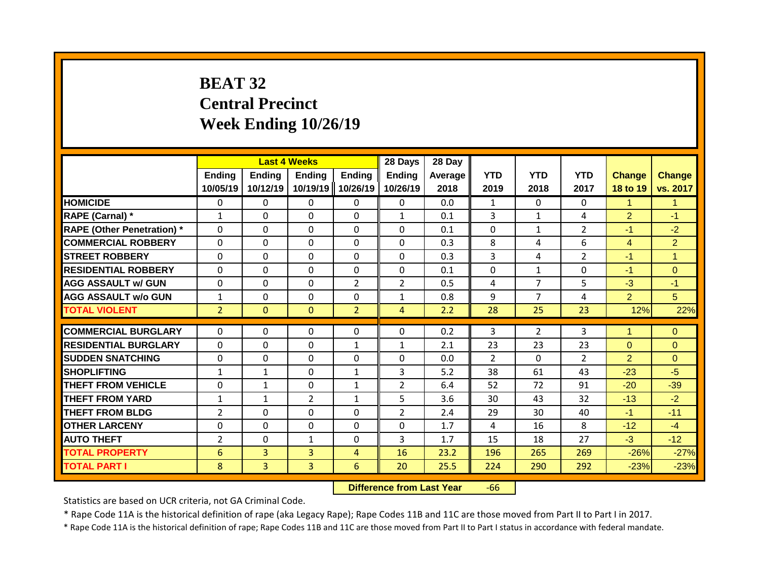# BEAT 32
# Central Precinct
# Week Ending 10/26/19

| | Last 4 Weeks | | | | 28 Days | 28 Day | | | | | |
|---|---|---|---|---|---|---|---|---|---|---|---|
| | Ending 10/05/19 | Ending 10/12/19 | Ending 10/19/19 | Ending 10/26/19 | Ending 10/26/19 | Average 2018 | YTD 2019 | YTD 2018 | YTD 2017 | Change 18 to 19 | Change vs. 2017 |
| HOMICIDE | 0 | 0 | 0 | 0 | 0 | 0.0 | 1 | 0 | 0 | 1 | 1 |
| RAPE (Carnal) * | 1 | 0 | 0 | 0 | 1 | 0.1 | 3 | 1 | 4 | 2 | -1 |
| RAPE (Other Penetration) * | 0 | 0 | 0 | 0 | 0 | 0.1 | 0 | 1 | 2 | -1 | -2 |
| COMMERCIAL ROBBERY | 0 | 0 | 0 | 0 | 0 | 0.3 | 8 | 4 | 6 | 4 | 2 |
| STREET ROBBERY | 0 | 0 | 0 | 0 | 0 | 0.3 | 3 | 4 | 2 | -1 | 1 |
| RESIDENTIAL ROBBERY | 0 | 0 | 0 | 0 | 0 | 0.1 | 0 | 1 | 0 | -1 | 0 |
| AGG ASSAULT w/ GUN | 0 | 0 | 0 | 2 | 2 | 0.5 | 4 | 7 | 5 | -3 | -1 |
| AGG ASSAULT w/o GUN | 1 | 0 | 0 | 0 | 1 | 0.8 | 9 | 7 | 4 | 2 | 5 |
| TOTAL VIOLENT | 2 | 0 | 0 | 2 | 4 | 2.2 | 28 | 25 | 23 | 12% | 22% |
| COMMERCIAL BURGLARY | 0 | 0 | 0 | 0 | 0 | 0.2 | 3 | 2 | 3 | 1 | 0 |
| RESIDENTIAL BURGLARY | 0 | 0 | 0 | 1 | 1 | 2.1 | 23 | 23 | 23 | 0 | 0 |
| SUDDEN SNATCHING | 0 | 0 | 0 | 0 | 0 | 0.0 | 2 | 0 | 2 | 2 | 0 |
| SHOPLIFTING | 1 | 1 | 0 | 1 | 3 | 5.2 | 38 | 61 | 43 | -23 | -5 |
| THEFT FROM VEHICLE | 0 | 1 | 0 | 1 | 2 | 6.4 | 52 | 72 | 91 | -20 | -39 |
| THEFT FROM YARD | 1 | 1 | 2 | 1 | 5 | 3.6 | 30 | 43 | 32 | -13 | -2 |
| THEFT FROM BLDG | 2 | 0 | 0 | 0 | 2 | 2.4 | 29 | 30 | 40 | -1 | -11 |
| OTHER LARCENY | 0 | 0 | 0 | 0 | 0 | 1.7 | 4 | 16 | 8 | -12 | -4 |
| AUTO THEFT | 2 | 0 | 1 | 0 | 3 | 1.7 | 15 | 18 | 27 | -3 | -12 |
| TOTAL PROPERTY | 6 | 3 | 3 | 4 | 16 | 23.2 | 196 | 265 | 269 | -26% | -27% |
| TOTAL PART I | 8 | 3 | 3 | 6 | 20 | 25.5 | 224 | 290 | 292 | -23% | -23% |

**Difference from Last Year** -66

Statistics are based on UCR criteria, not GA Criminal Code.

* Rape Code 11A is the historical definition of rape (aka Legacy Rape); Rape Codes 11B and 11C are those moved from Part II to Part I in 2017.

* Rape Code 11A is the historical definition of rape; Rape Codes 11B and 11C are those moved from Part II to Part I status in accordance with federal mandate.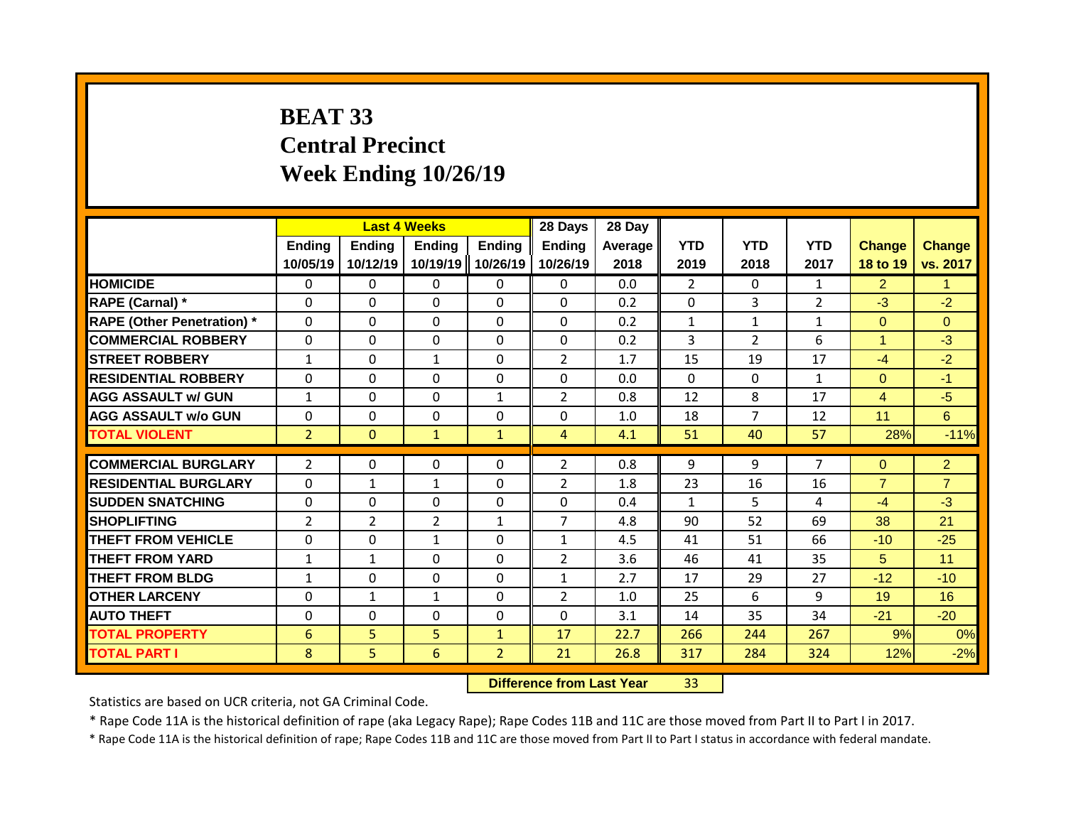# BEAT 33
# Central Precinct
# Week Ending 10/26/19

| | Last 4 Weeks | | | | 28 Days | 28 Day | | | | | |
|---|---|---|---|---|---|---|---|---|---|---|---|
| | Ending 10/05/19 | Ending 10/12/19 | Ending 10/19/19 | Ending 10/26/19 | Ending 10/26/19 | Average 2018 | YTD 2019 | YTD 2018 | YTD 2017 | Change 18 to 19 | Change vs. 2017 |
| HOMICIDE | 0 | 0 | 0 | 0 | 0 | 0.0 | 2 | 0 | 1 | 2 | 1 |
| RAPE (Carnal) * | 0 | 0 | 0 | 0 | 0 | 0.2 | 0 | 3 | 2 | -3 | -2 |
| RAPE (Other Penetration) * | 0 | 0 | 0 | 0 | 0 | 0.2 | 1 | 1 | 1 | 0 | 0 |
| COMMERCIAL ROBBERY | 0 | 0 | 0 | 0 | 0 | 0.2 | 3 | 2 | 6 | 1 | -3 |
| STREET ROBBERY | 1 | 0 | 1 | 0 | 2 | 1.7 | 15 | 19 | 17 | -4 | -2 |
| RESIDENTIAL ROBBERY | 0 | 0 | 0 | 0 | 0 | 0.0 | 0 | 0 | 1 | 0 | -1 |
| AGG ASSAULT w/ GUN | 1 | 0 | 0 | 1 | 2 | 0.8 | 12 | 8 | 17 | 4 | -5 |
| AGG ASSAULT w/o GUN | 0 | 0 | 0 | 0 | 0 | 1.0 | 18 | 7 | 12 | 11 | 6 |
| TOTAL VIOLENT | 2 | 0 | 1 | 1 | 4 | 4.1 | 51 | 40 | 57 | 28% | -11% |
| COMMERCIAL BURGLARY | 2 | 0 | 0 | 0 | 2 | 0.8 | 9 | 9 | 7 | 0 | 2 |
| RESIDENTIAL BURGLARY | 0 | 1 | 1 | 0 | 2 | 1.8 | 23 | 16 | 16 | 7 | 7 |
| SUDDEN SNATCHING | 0 | 0 | 0 | 0 | 0 | 0.4 | 1 | 5 | 4 | -4 | -3 |
| SHOPLIFTING | 2 | 2 | 2 | 1 | 7 | 4.8 | 90 | 52 | 69 | 38 | 21 |
| THEFT FROM VEHICLE | 0 | 0 | 1 | 0 | 1 | 4.5 | 41 | 51 | 66 | -10 | -25 |
| THEFT FROM YARD | 1 | 1 | 0 | 0 | 2 | 3.6 | 46 | 41 | 35 | 5 | 11 |
| THEFT FROM BLDG | 1 | 0 | 0 | 0 | 1 | 2.7 | 17 | 29 | 27 | -12 | -10 |
| OTHER LARCENY | 0 | 1 | 1 | 0 | 2 | 1.0 | 25 | 6 | 9 | 19 | 16 |
| AUTO THEFT | 0 | 0 | 0 | 0 | 0 | 3.1 | 14 | 35 | 34 | -21 | -20 |
| TOTAL PROPERTY | 6 | 5 | 5 | 1 | 17 | 22.7 | 266 | 244 | 267 | 9% | 0% |
| TOTAL PART I | 8 | 5 | 6 | 2 | 21 | 26.8 | 317 | 284 | 324 | 12% | -2% |

**Difference from Last Year** 33

Statistics are based on UCR criteria, not GA Criminal Code.

* Rape Code 11A is the historical definition of rape (aka Legacy Rape); Rape Codes 11B and 11C are those moved from Part II to Part I in 2017.

* Rape Code 11A is the historical definition of rape; Rape Codes 11B and 11C are those moved from Part II to Part I status in accordance with federal mandate.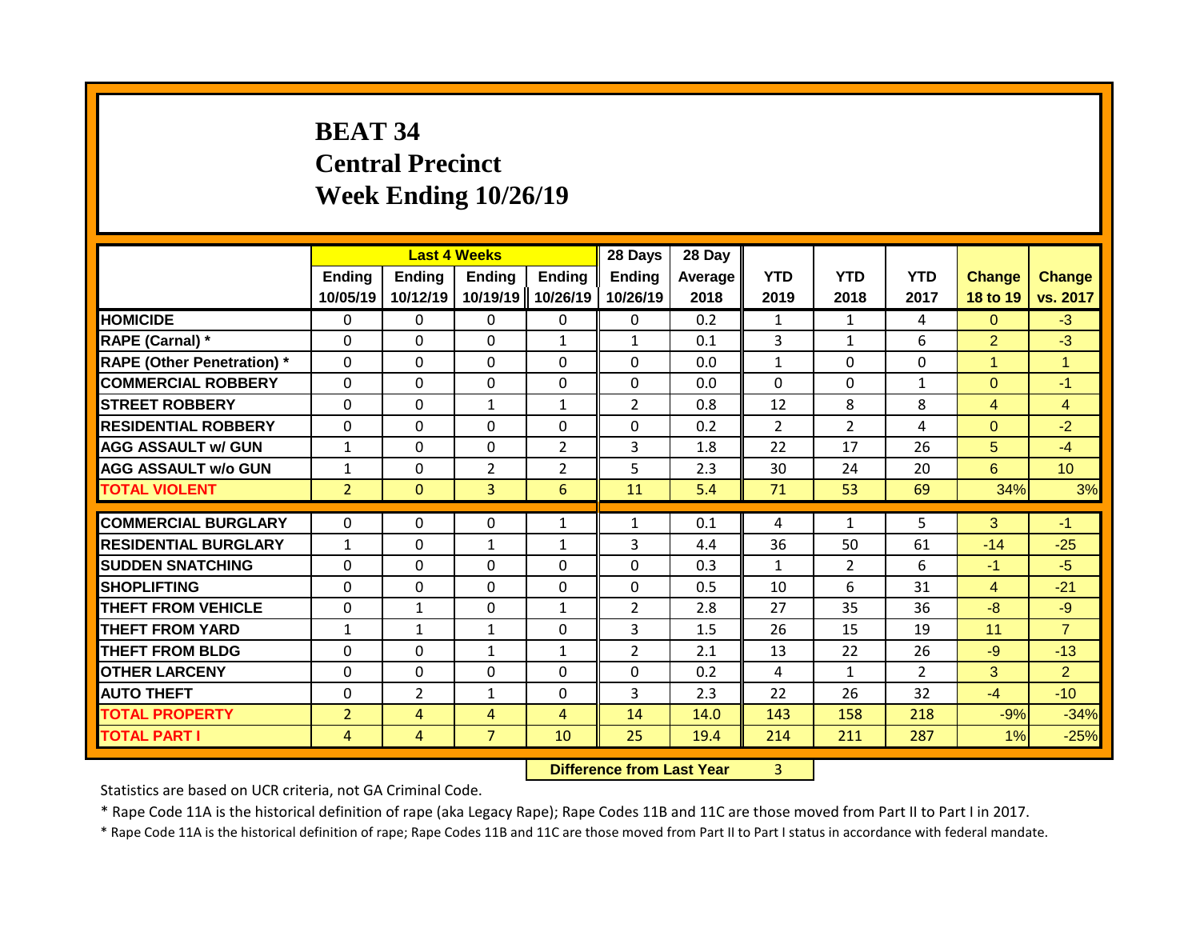# BEAT 34
## Central Precinct
## Week Ending 10/26/19

| | Last 4 Weeks | | | | 28 Days | 28 Day | | | | | |
|---|---|---|---|---|---|---|---|---|---|---|---|
| | Ending 10/05/19 | Ending 10/12/19 | Ending 10/19/19 | Ending 10/26/19 | Ending 10/26/19 | Average 2018 | YTD 2019 | YTD 2018 | YTD 2017 | Change 18 to 19 | Change vs. 2017 |
| HOMICIDE | 0 | 0 | 0 | 0 | 0 | 0.2 | 1 | 1 | 4 | 0 | -3 |
| RAPE (Carnal) * | 0 | 0 | 0 | 1 | 1 | 0.1 | 3 | 1 | 6 | 2 | -3 |
| RAPE (Other Penetration) * | 0 | 0 | 0 | 0 | 0 | 0.0 | 1 | 0 | 0 | 1 | 1 |
| COMMERCIAL ROBBERY | 0 | 0 | 0 | 0 | 0 | 0.0 | 0 | 0 | 1 | 0 | -1 |
| STREET ROBBERY | 0 | 0 | 1 | 1 | 2 | 0.8 | 12 | 8 | 8 | 4 | 4 |
| RESIDENTIAL ROBBERY | 0 | 0 | 0 | 0 | 0 | 0.2 | 2 | 2 | 4 | 0 | -2 |
| AGG ASSAULT w/ GUN | 1 | 0 | 0 | 2 | 3 | 1.8 | 22 | 17 | 26 | 5 | -4 |
| AGG ASSAULT w/o GUN | 1 | 0 | 2 | 2 | 5 | 2.3 | 30 | 24 | 20 | 6 | 10 |
| TOTAL VIOLENT | 2 | 0 | 3 | 6 | 11 | 5.4 | 71 | 53 | 69 | 34% | 3% |
| COMMERCIAL BURGLARY | 0 | 0 | 0 | 1 | 1 | 0.1 | 4 | 1 | 5 | 3 | -1 |
| RESIDENTIAL BURGLARY | 1 | 0 | 1 | 1 | 3 | 4.4 | 36 | 50 | 61 | -14 | -25 |
| SUDDEN SNATCHING | 0 | 0 | 0 | 0 | 0 | 0.3 | 1 | 2 | 6 | -1 | -5 |
| SHOPLIFTING | 0 | 0 | 0 | 0 | 0 | 0.5 | 10 | 6 | 31 | 4 | -21 |
| THEFT FROM VEHICLE | 0 | 1 | 0 | 1 | 2 | 2.8 | 27 | 35 | 36 | -8 | -9 |
| THEFT FROM YARD | 1 | 1 | 1 | 0 | 3 | 1.5 | 26 | 15 | 19 | 11 | 7 |
| THEFT FROM BLDG | 0 | 0 | 1 | 1 | 2 | 2.1 | 13 | 22 | 26 | -9 | -13 |
| OTHER LARCENY | 0 | 0 | 0 | 0 | 0 | 0.2 | 4 | 1 | 2 | 3 | 2 |
| AUTO THEFT | 0 | 2 | 1 | 0 | 3 | 2.3 | 22 | 26 | 32 | -4 | -10 |
| TOTAL PROPERTY | 2 | 4 | 4 | 4 | 14 | 14.0 | 143 | 158 | 218 | -9% | -34% |
| TOTAL PART I | 4 | 4 | 7 | 10 | 25 | 19.4 | 214 | 211 | 287 | 1% | -25% |

**Difference from Last Year** 3

Statistics are based on UCR criteria, not GA Criminal Code.

* Rape Code 11A is the historical definition of rape (aka Legacy Rape); Rape Codes 11B and 11C are those moved from Part II to Part I in 2017.

* Rape Code 11A is the historical definition of rape; Rape Codes 11B and 11C are those moved from Part II to Part I status in accordance with federal mandate.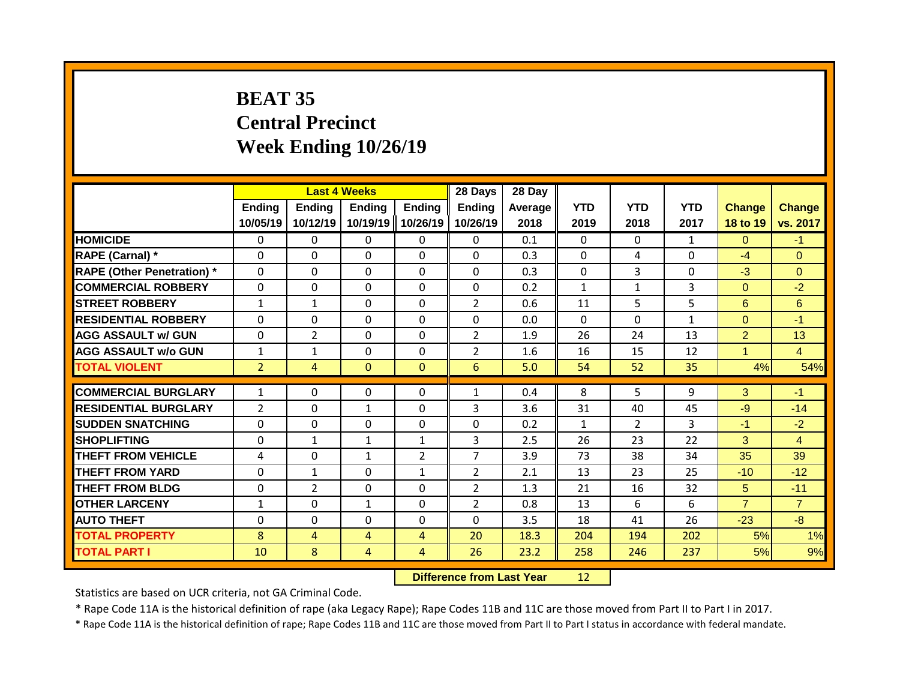# BEAT 35
## Central Precinct
## Week Ending 10/26/19

| | Last 4 Weeks | | | | 28 Days | 28 Day | | | | | |
|---|---|---|---|---|---|---|---|---|---|---|---|
| | Ending 10/05/19 | Ending 10/12/19 | Ending 10/19/19 | Ending 10/26/19 | Ending 10/26/19 | Average 2018 | YTD 2019 | YTD 2018 | YTD 2017 | Change 18 to 19 | Change vs. 2017 |
| HOMICIDE | 0 | 0 | 0 | 0 | 0 | 0.1 | 0 | 0 | 1 | 0 | -1 |
| RAPE (Carnal) * | 0 | 0 | 0 | 0 | 0 | 0.3 | 0 | 4 | 0 | -4 | 0 |
| RAPE (Other Penetration) * | 0 | 0 | 0 | 0 | 0 | 0.3 | 0 | 3 | 0 | -3 | 0 |
| COMMERCIAL ROBBERY | 0 | 0 | 0 | 0 | 0 | 0.2 | 1 | 1 | 3 | 0 | -2 |
| STREET ROBBERY | 1 | 1 | 0 | 0 | 2 | 0.6 | 11 | 5 | 5 | 6 | 6 |
| RESIDENTIAL ROBBERY | 0 | 0 | 0 | 0 | 0 | 0.0 | 0 | 0 | 1 | 0 | -1 |
| AGG ASSAULT w/ GUN | 0 | 2 | 0 | 0 | 2 | 1.9 | 26 | 24 | 13 | 2 | 13 |
| AGG ASSAULT w/o GUN | 1 | 1 | 0 | 0 | 2 | 1.6 | 16 | 15 | 12 | 1 | 4 |
| TOTAL VIOLENT | 2 | 4 | 0 | 0 | 6 | 5.0 | 54 | 52 | 35 | 4% | 54% |
| COMMERCIAL BURGLARY | 1 | 0 | 0 | 0 | 1 | 0.4 | 8 | 5 | 9 | 3 | -1 |
| RESIDENTIAL BURGLARY | 2 | 0 | 1 | 0 | 3 | 3.6 | 31 | 40 | 45 | -9 | -14 |
| SUDDEN SNATCHING | 0 | 0 | 0 | 0 | 0 | 0.2 | 1 | 2 | 3 | -1 | -2 |
| SHOPLIFTING | 0 | 1 | 1 | 1 | 3 | 2.5 | 26 | 23 | 22 | 3 | 4 |
| THEFT FROM VEHICLE | 4 | 0 | 1 | 2 | 7 | 3.9 | 73 | 38 | 34 | 35 | 39 |
| THEFT FROM YARD | 0 | 1 | 0 | 1 | 2 | 2.1 | 13 | 23 | 25 | -10 | -12 |
| THEFT FROM BLDG | 0 | 2 | 0 | 0 | 2 | 1.3 | 21 | 16 | 32 | 5 | -11 |
| OTHER LARCENY | 1 | 0 | 1 | 0 | 2 | 0.8 | 13 | 6 | 6 | 7 | 7 |
| AUTO THEFT | 0 | 0 | 0 | 0 | 0 | 3.5 | 18 | 41 | 26 | -23 | -8 |
| TOTAL PROPERTY | 8 | 4 | 4 | 4 | 20 | 18.3 | 204 | 194 | 202 | 5% | 1% |
| TOTAL PART I | 10 | 8 | 4 | 4 | 26 | 23.2 | 258 | 246 | 237 | 5% | 9% |

**Difference from Last Year** 12

Statistics are based on UCR criteria, not GA Criminal Code.

* Rape Code 11A is the historical definition of rape (aka Legacy Rape); Rape Codes 11B and 11C are those moved from Part II to Part I in 2017.

* Rape Code 11A is the historical definition of rape; Rape Codes 11B and 11C are those moved from Part II to Part I status in accordance with federal mandate.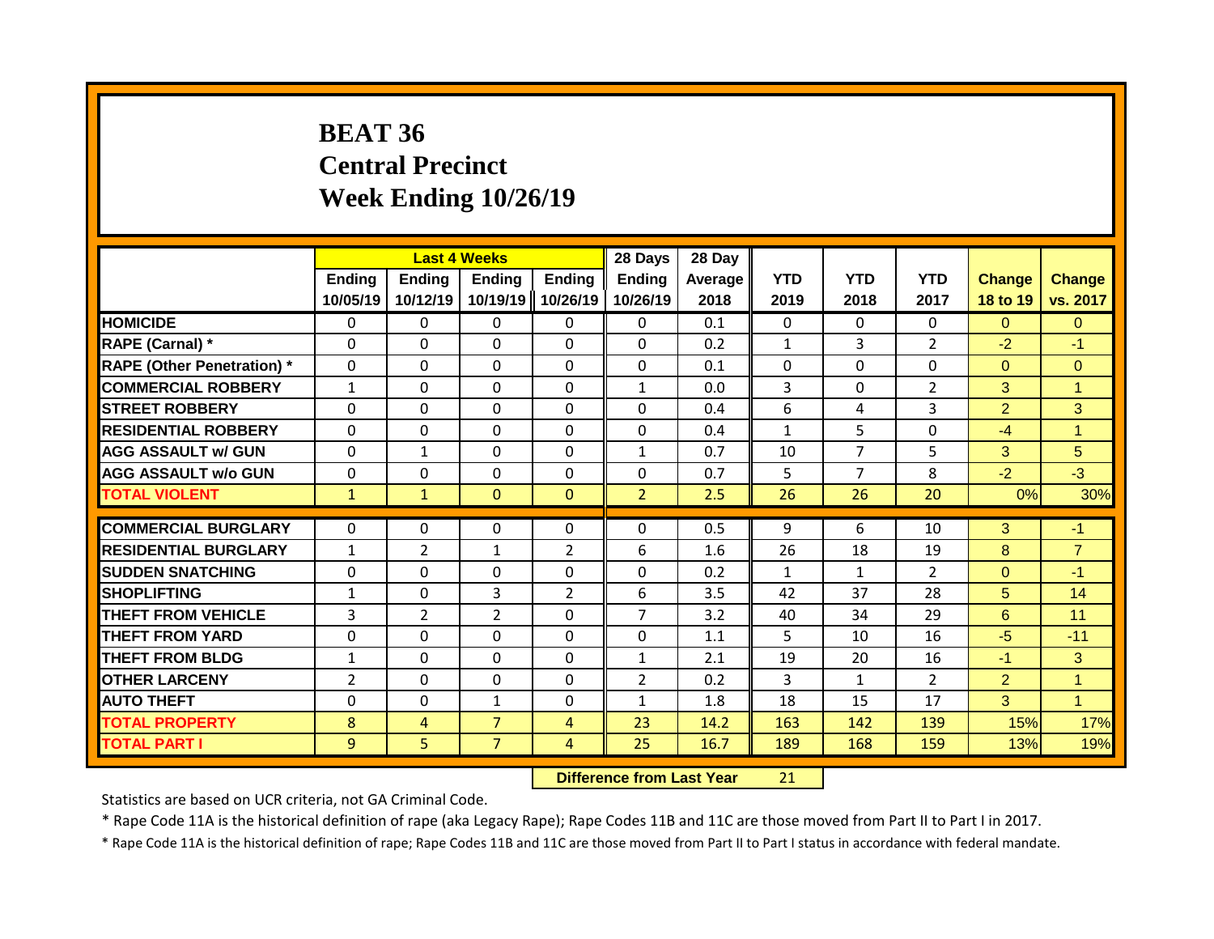# BEAT 36
# Central Precinct
# Week Ending 10/26/19

| | Last 4 Weeks | | | | 28 Days | 28 Day | | | | | |
|---|---|---|---|---|---|---|---|---|---|---|---|
| | Ending 10/05/19 | Ending 10/12/19 | Ending 10/19/19 | Ending 10/26/19 | Ending 10/26/19 | Average 2018 | YTD 2019 | YTD 2018 | YTD 2017 | Change 18 to 19 | Change vs. 2017 |
| HOMICIDE | 0 | 0 | 0 | 0 | 0 | 0.1 | 0 | 0 | 0 | 0 | 0 |
| RAPE (Carnal) * | 0 | 0 | 0 | 0 | 0 | 0.2 | 1 | 3 | 2 | -2 | -1 |
| RAPE (Other Penetration) * | 0 | 0 | 0 | 0 | 0 | 0.1 | 0 | 0 | 0 | 0 | 0 |
| COMMERCIAL ROBBERY | 1 | 0 | 0 | 0 | 1 | 0.0 | 3 | 0 | 2 | 3 | 1 |
| STREET ROBBERY | 0 | 0 | 0 | 0 | 0 | 0.4 | 6 | 4 | 3 | 2 | 3 |
| RESIDENTIAL ROBBERY | 0 | 0 | 0 | 0 | 0 | 0.4 | 1 | 5 | 0 | -4 | 1 |
| AGG ASSAULT w/ GUN | 0 | 1 | 0 | 0 | 1 | 0.7 | 10 | 7 | 5 | 3 | 5 |
| AGG ASSAULT w/o GUN | 0 | 0 | 0 | 0 | 0 | 0.7 | 5 | 7 | 8 | -2 | -3 |
| TOTAL VIOLENT | 1 | 1 | 0 | 0 | 2 | 2.5 | 26 | 26 | 20 | 0% | 30% |
| COMMERCIAL BURGLARY | 0 | 0 | 0 | 0 | 0 | 0.5 | 9 | 6 | 10 | 3 | -1 |
| RESIDENTIAL BURGLARY | 1 | 2 | 1 | 2 | 6 | 1.6 | 26 | 18 | 19 | 8 | 7 |
| SUDDEN SNATCHING | 0 | 0 | 0 | 0 | 0 | 0.2 | 1 | 1 | 2 | 0 | -1 |
| SHOPLIFTING | 1 | 0 | 3 | 2 | 6 | 3.5 | 42 | 37 | 28 | 5 | 14 |
| THEFT FROM VEHICLE | 3 | 2 | 2 | 0 | 7 | 3.2 | 40 | 34 | 29 | 6 | 11 |
| THEFT FROM YARD | 0 | 0 | 0 | 0 | 0 | 1.1 | 5 | 10 | 16 | -5 | -11 |
| THEFT FROM BLDG | 1 | 0 | 0 | 0 | 1 | 2.1 | 19 | 20 | 16 | -1 | 3 |
| OTHER LARCENY | 2 | 0 | 0 | 0 | 2 | 0.2 | 3 | 1 | 2 | 2 | 1 |
| AUTO THEFT | 0 | 0 | 1 | 0 | 1 | 1.8 | 18 | 15 | 17 | 3 | 1 |
| TOTAL PROPERTY | 8 | 4 | 7 | 4 | 23 | 14.2 | 163 | 142 | 139 | 15% | 17% |
| TOTAL PART I | 9 | 5 | 7 | 4 | 25 | 16.7 | 189 | 168 | 159 | 13% | 19% |

**Difference from Last Year** 21

Statistics are based on UCR criteria, not GA Criminal Code.

* Rape Code 11A is the historical definition of rape (aka Legacy Rape); Rape Codes 11B and 11C are those moved from Part II to Part I in 2017.

* Rape Code 11A is the historical definition of rape; Rape Codes 11B and 11C are those moved from Part II to Part I status in accordance with federal mandate.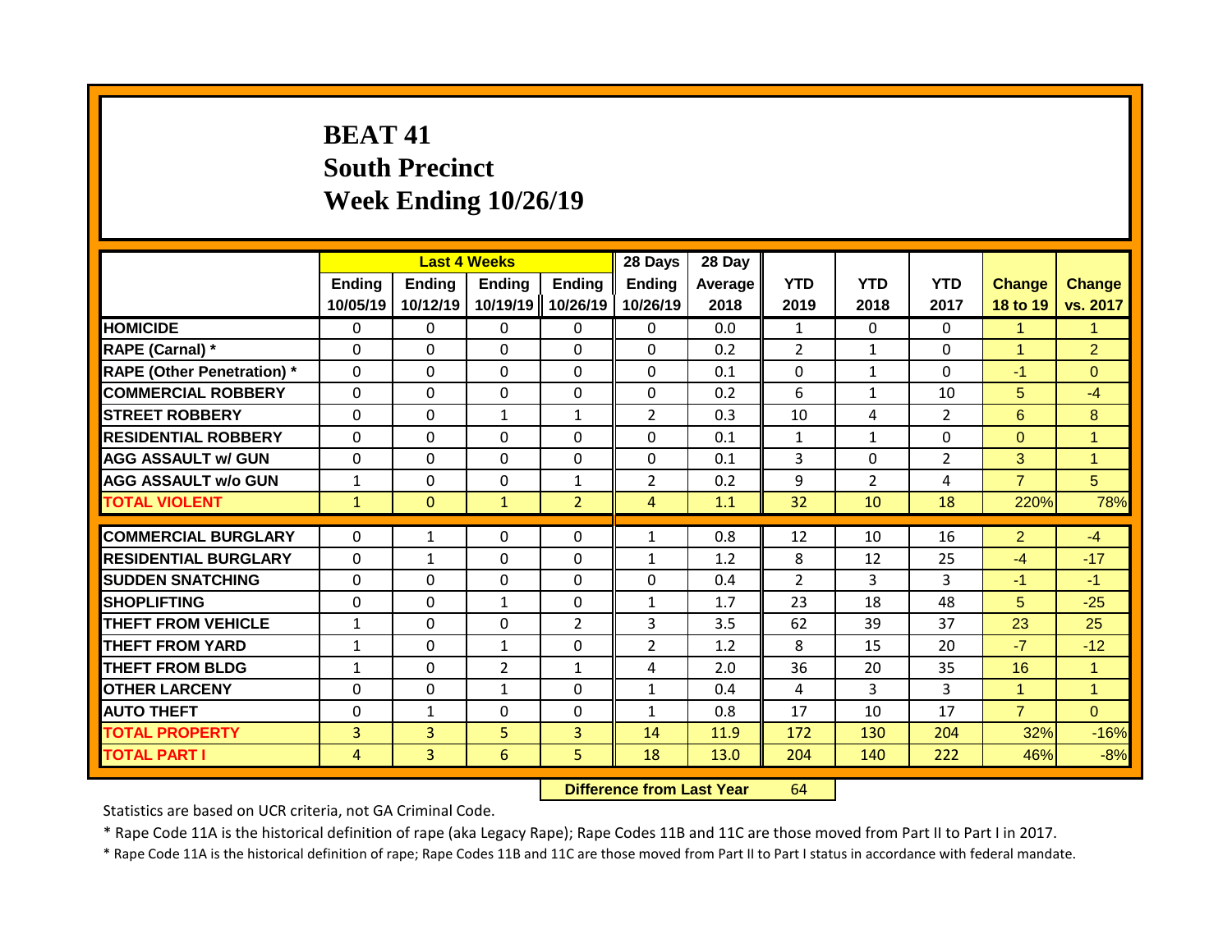# BEAT 41
# South Precinct
# Week Ending 10/26/19

| | Last 4 Weeks | | | | 28 Days | 28 Day | | | | | |
|---|---|---|---|---|---|---|---|---|---|---|---|
| | Ending 10/05/19 | Ending 10/12/19 | Ending 10/19/19 | Ending 10/26/19 | Ending 10/26/19 | Average 2018 | YTD 2019 | YTD 2018 | YTD 2017 | Change 18 to 19 | Change vs. 2017 |
| HOMICIDE | 0 | 0 | 0 | 0 | 0 | 0.0 | 1 | 0 | 0 | 1 | 1 |
| RAPE (Carnal) * | 0 | 0 | 0 | 0 | 0 | 0.2 | 2 | 1 | 0 | 1 | 2 |
| RAPE (Other Penetration) * | 0 | 0 | 0 | 0 | 0 | 0.1 | 0 | 1 | 0 | -1 | 0 |
| COMMERCIAL ROBBERY | 0 | 0 | 0 | 0 | 0 | 0.2 | 6 | 1 | 10 | 5 | -4 |
| STREET ROBBERY | 0 | 0 | 1 | 1 | 2 | 0.3 | 10 | 4 | 2 | 6 | 8 |
| RESIDENTIAL ROBBERY | 0 | 0 | 0 | 0 | 0 | 0.1 | 1 | 1 | 0 | 0 | 1 |
| AGG ASSAULT w/ GUN | 0 | 0 | 0 | 0 | 0 | 0.1 | 3 | 0 | 2 | 3 | 1 |
| AGG ASSAULT w/o GUN | 1 | 0 | 0 | 1 | 2 | 0.2 | 9 | 2 | 4 | 7 | 5 |
| TOTAL VIOLENT | 1 | 0 | 1 | 2 | 4 | 1.1 | 32 | 10 | 18 | 220% | 78% |
| COMMERCIAL BURGLARY | 0 | 1 | 0 | 0 | 1 | 0.8 | 12 | 10 | 16 | 2 | -4 |
| RESIDENTIAL BURGLARY | 0 | 1 | 0 | 0 | 1 | 1.2 | 8 | 12 | 25 | -4 | -17 |
| SUDDEN SNATCHING | 0 | 0 | 0 | 0 | 0 | 0.4 | 2 | 3 | 3 | -1 | -1 |
| SHOPLIFTING | 0 | 0 | 1 | 0 | 1 | 1.7 | 23 | 18 | 48 | 5 | -25 |
| THEFT FROM VEHICLE | 1 | 0 | 0 | 2 | 3 | 3.5 | 62 | 39 | 37 | 23 | 25 |
| THEFT FROM YARD | 1 | 0 | 1 | 0 | 2 | 1.2 | 8 | 15 | 20 | -7 | -12 |
| THEFT FROM BLDG | 1 | 0 | 2 | 1 | 4 | 2.0 | 36 | 20 | 35 | 16 | 1 |
| OTHER LARCENY | 0 | 0 | 1 | 0 | 1 | 0.4 | 4 | 3 | 3 | 1 | 1 |
| AUTO THEFT | 0 | 1 | 0 | 0 | 1 | 0.8 | 17 | 10 | 17 | 7 | 0 |
| TOTAL PROPERTY | 3 | 3 | 5 | 3 | 14 | 11.9 | 172 | 130 | 204 | 32% | -16% |
| TOTAL PART I | 4 | 3 | 6 | 5 | 18 | 13.0 | 204 | 140 | 222 | 46% | -8% |

**Difference from Last Year** 64

Statistics are based on UCR criteria, not GA Criminal Code.

* Rape Code 11A is the historical definition of rape (aka Legacy Rape); Rape Codes 11B and 11C are those moved from Part II to Part I in 2017.

* Rape Code 11A is the historical definition of rape; Rape Codes 11B and 11C are those moved from Part II to Part I status in accordance with federal mandate.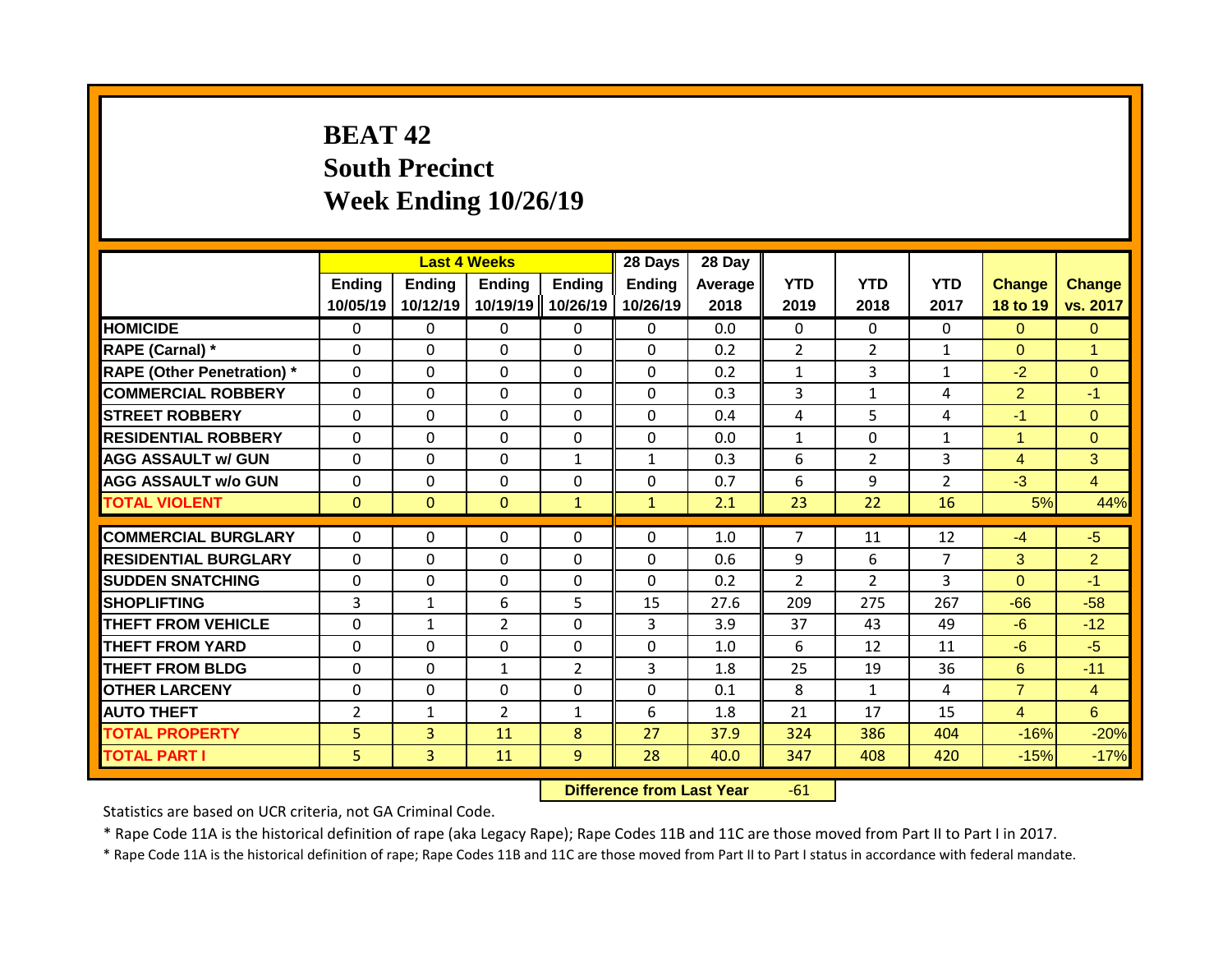# BEAT 42
## South Precinct
## Week Ending 10/26/19

| | Last 4 Weeks | | | | 28 Days | 28 Day | | | | | |
|---|---|---|---|---|---|---|---|---|---|---|---|
| | Ending 10/05/19 | Ending 10/12/19 | Ending 10/19/19 | Ending 10/26/19 | Ending 10/26/19 | Average 2018 | YTD 2019 | YTD 2018 | YTD 2017 | Change 18 to 19 | Change vs. 2017 |
| HOMICIDE | 0 | 0 | 0 | 0 | 0 | 0.0 | 0 | 0 | 0 | 0 | 0 |
| RAPE (Carnal) * | 0 | 0 | 0 | 0 | 0 | 0.2 | 2 | 2 | 1 | 0 | 1 |
| RAPE (Other Penetration) * | 0 | 0 | 0 | 0 | 0 | 0.2 | 1 | 3 | 1 | -2 | 0 |
| COMMERCIAL ROBBERY | 0 | 0 | 0 | 0 | 0 | 0.3 | 3 | 1 | 4 | 2 | -1 |
| STREET ROBBERY | 0 | 0 | 0 | 0 | 0 | 0.4 | 4 | 5 | 4 | -1 | 0 |
| RESIDENTIAL ROBBERY | 0 | 0 | 0 | 0 | 0 | 0.0 | 1 | 0 | 1 | 1 | 0 |
| AGG ASSAULT w/ GUN | 0 | 0 | 0 | 1 | 1 | 0.3 | 6 | 2 | 3 | 4 | 3 |
| AGG ASSAULT w/o GUN | 0 | 0 | 0 | 0 | 0 | 0.7 | 6 | 9 | 2 | -3 | 4 |
| TOTAL VIOLENT | 0 | 0 | 0 | 1 | 1 | 2.1 | 23 | 22 | 16 | 5% | 44% |
| COMMERCIAL BURGLARY | 0 | 0 | 0 | 0 | 0 | 1.0 | 7 | 11 | 12 | -4 | -5 |
| RESIDENTIAL BURGLARY | 0 | 0 | 0 | 0 | 0 | 0.6 | 9 | 6 | 7 | 3 | 2 |
| SUDDEN SNATCHING | 0 | 0 | 0 | 0 | 0 | 0.2 | 2 | 2 | 3 | 0 | -1 |
| SHOPLIFTING | 3 | 1 | 6 | 5 | 15 | 27.6 | 209 | 275 | 267 | -66 | -58 |
| THEFT FROM VEHICLE | 0 | 1 | 2 | 0 | 3 | 3.9 | 37 | 43 | 49 | -6 | -12 |
| THEFT FROM YARD | 0 | 0 | 0 | 0 | 0 | 1.0 | 6 | 12 | 11 | -6 | -5 |
| THEFT FROM BLDG | 0 | 0 | 1 | 2 | 3 | 1.8 | 25 | 19 | 36 | 6 | -11 |
| OTHER LARCENY | 0 | 0 | 0 | 0 | 0 | 0.1 | 8 | 1 | 4 | 7 | 4 |
| AUTO THEFT | 2 | 1 | 2 | 1 | 6 | 1.8 | 21 | 17 | 15 | 4 | 6 |
| TOTAL PROPERTY | 5 | 3 | 11 | 8 | 27 | 37.9 | 324 | 386 | 404 | -16% | -20% |
| TOTAL PART I | 5 | 3 | 11 | 9 | 28 | 40.0 | 347 | 408 | 420 | -15% | -17% |

**Difference from Last Year** -61

Statistics are based on UCR criteria, not GA Criminal Code.

* Rape Code 11A is the historical definition of rape (aka Legacy Rape); Rape Codes 11B and 11C are those moved from Part II to Part I in 2017.

* Rape Code 11A is the historical definition of rape; Rape Codes 11B and 11C are those moved from Part II to Part I status in accordance with federal mandate.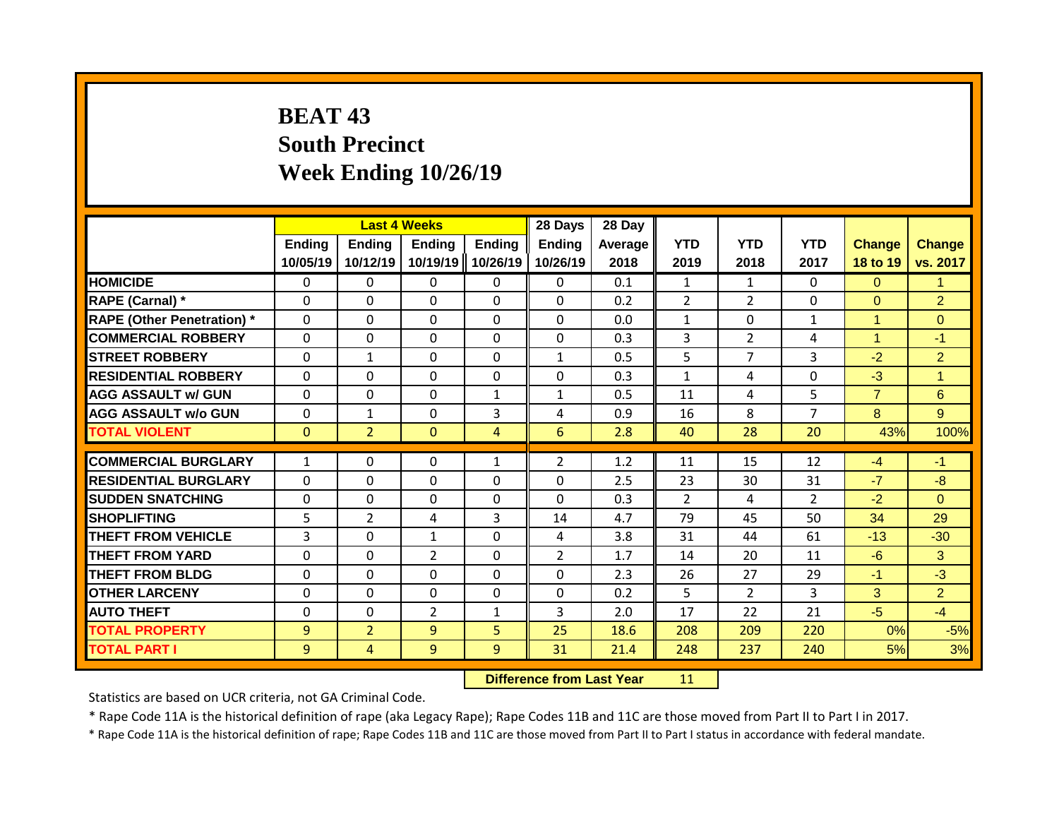# BEAT 43
## South Precinct
## Week Ending 10/26/19

| | Last 4 Weeks | | | | 28 Days | 28 Day | | | | | |
|---|---|---|---|---|---|---|---|---|---|---|---|
| | Ending 10/05/19 | Ending 10/12/19 | Ending 10/19/19 | Ending 10/26/19 | Ending 10/26/19 | Average 2018 | YTD 2019 | YTD 2018 | YTD 2017 | Change 18 to 19 | Change vs. 2017 |
| HOMICIDE | 0 | 0 | 0 | 0 | 0 | 0.1 | 1 | 1 | 0 | 0 | 1 |
| RAPE (Carnal) * | 0 | 0 | 0 | 0 | 0 | 0.2 | 2 | 2 | 0 | 0 | 2 |
| RAPE (Other Penetration) * | 0 | 0 | 0 | 0 | 0 | 0.0 | 1 | 0 | 1 | 1 | 0 |
| COMMERCIAL ROBBERY | 0 | 0 | 0 | 0 | 0 | 0.3 | 3 | 2 | 4 | 1 | -1 |
| STREET ROBBERY | 0 | 1 | 0 | 0 | 1 | 0.5 | 5 | 7 | 3 | -2 | 2 |
| RESIDENTIAL ROBBERY | 0 | 0 | 0 | 0 | 0 | 0.3 | 1 | 4 | 0 | -3 | 1 |
| AGG ASSAULT w/ GUN | 0 | 0 | 0 | 1 | 1 | 0.5 | 11 | 4 | 5 | 7 | 6 |
| AGG ASSAULT w/o GUN | 0 | 1 | 0 | 3 | 4 | 0.9 | 16 | 8 | 7 | 8 | 9 |
| TOTAL VIOLENT | 0 | 2 | 0 | 4 | 6 | 2.8 | 40 | 28 | 20 | 43% | 100% |
| COMMERCIAL BURGLARY | 1 | 0 | 0 | 1 | 2 | 1.2 | 11 | 15 | 12 | -4 | -1 |
| RESIDENTIAL BURGLARY | 0 | 0 | 0 | 0 | 0 | 2.5 | 23 | 30 | 31 | -7 | -8 |
| SUDDEN SNATCHING | 0 | 0 | 0 | 0 | 0 | 0.3 | 2 | 4 | 2 | -2 | 0 |
| SHOPLIFTING | 5 | 2 | 4 | 3 | 14 | 4.7 | 79 | 45 | 50 | 34 | 29 |
| THEFT FROM VEHICLE | 3 | 0 | 1 | 0 | 4 | 3.8 | 31 | 44 | 61 | -13 | -30 |
| THEFT FROM YARD | 0 | 0 | 2 | 0 | 2 | 1.7 | 14 | 20 | 11 | -6 | 3 |
| THEFT FROM BLDG | 0 | 0 | 0 | 0 | 0 | 2.3 | 26 | 27 | 29 | -1 | -3 |
| OTHER LARCENY | 0 | 0 | 0 | 0 | 0 | 0.2 | 5 | 2 | 3 | 3 | 2 |
| AUTO THEFT | 0 | 0 | 2 | 1 | 3 | 2.0 | 17 | 22 | 21 | -5 | -4 |
| TOTAL PROPERTY | 9 | 2 | 9 | 5 | 25 | 18.6 | 208 | 209 | 220 | 0% | -5% |
| TOTAL PART I | 9 | 4 | 9 | 9 | 31 | 21.4 | 248 | 237 | 240 | 5% | 3% |

**Difference from Last Year** 11

Statistics are based on UCR criteria, not GA Criminal Code.

* Rape Code 11A is the historical definition of rape (aka Legacy Rape); Rape Codes 11B and 11C are those moved from Part II to Part I in 2017.

* Rape Code 11A is the historical definition of rape; Rape Codes 11B and 11C are those moved from Part II to Part I status in accordance with federal mandate.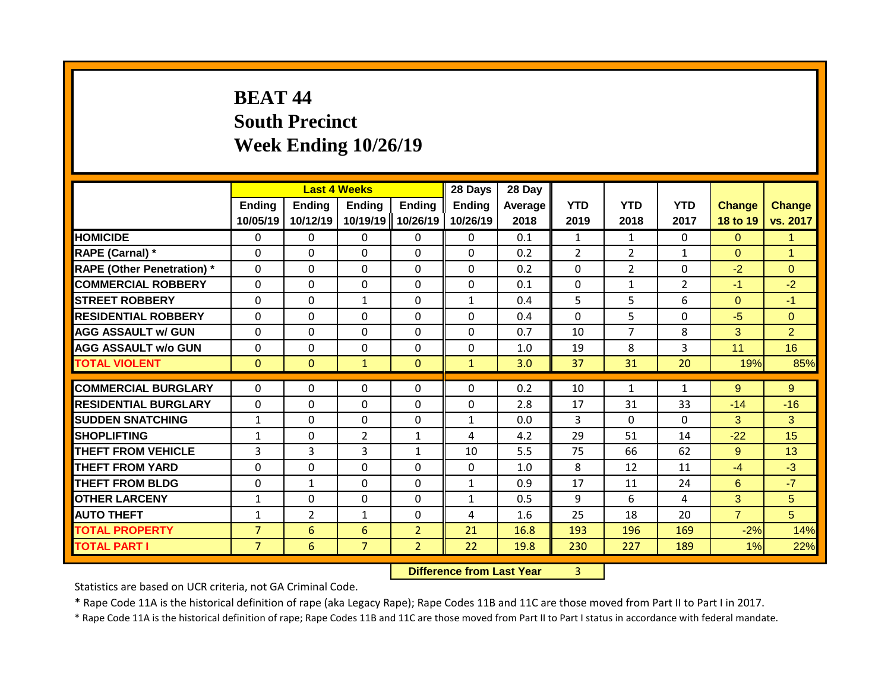# BEAT 44
## South Precinct
## Week Ending 10/26/19

| | Last 4 Weeks | | | | 28 Days | 28 Day | | | | | |
|---|---|---|---|---|---|---|---|---|---|---|---|
| | Ending 10/05/19 | Ending 10/12/19 | Ending 10/19/19 | Ending 10/26/19 | Ending 10/26/19 | Average 2018 | YTD 2019 | YTD 2018 | YTD 2017 | Change 18 to 19 | Change vs. 2017 |
| HOMICIDE | 0 | 0 | 0 | 0 | 0 | 0.1 | 1 | 1 | 0 | 0 | 1 |
| RAPE (Carnal) * | 0 | 0 | 0 | 0 | 0 | 0.2 | 2 | 2 | 1 | 0 | 1 |
| RAPE (Other Penetration) * | 0 | 0 | 0 | 0 | 0 | 0.2 | 0 | 2 | 0 | -2 | 0 |
| COMMERCIAL ROBBERY | 0 | 0 | 0 | 0 | 0 | 0.1 | 0 | 1 | 2 | -1 | -2 |
| STREET ROBBERY | 0 | 0 | 1 | 0 | 1 | 0.4 | 5 | 5 | 6 | 0 | -1 |
| RESIDENTIAL ROBBERY | 0 | 0 | 0 | 0 | 0 | 0.4 | 0 | 5 | 0 | -5 | 0 |
| AGG ASSAULT w/ GUN | 0 | 0 | 0 | 0 | 0 | 0.7 | 10 | 7 | 8 | 3 | 2 |
| AGG ASSAULT w/o GUN | 0 | 0 | 0 | 0 | 0 | 1.0 | 19 | 8 | 3 | 11 | 16 |
| TOTAL VIOLENT | 0 | 0 | 1 | 0 | 1 | 3.0 | 37 | 31 | 20 | 19% | 85% |
| COMMERCIAL BURGLARY | 0 | 0 | 0 | 0 | 0 | 0.2 | 10 | 1 | 1 | 9 | 9 |
| RESIDENTIAL BURGLARY | 0 | 0 | 0 | 0 | 0 | 2.8 | 17 | 31 | 33 | -14 | -16 |
| SUDDEN SNATCHING | 1 | 0 | 0 | 0 | 1 | 0.0 | 3 | 0 | 0 | 3 | 3 |
| SHOPLIFTING | 1 | 0 | 2 | 1 | 4 | 4.2 | 29 | 51 | 14 | -22 | 15 |
| THEFT FROM VEHICLE | 3 | 3 | 3 | 1 | 10 | 5.5 | 75 | 66 | 62 | 9 | 13 |
| THEFT FROM YARD | 0 | 0 | 0 | 0 | 0 | 1.0 | 8 | 12 | 11 | -4 | -3 |
| THEFT FROM BLDG | 0 | 1 | 0 | 0 | 1 | 0.9 | 17 | 11 | 24 | 6 | -7 |
| OTHER LARCENY | 1 | 0 | 0 | 0 | 1 | 0.5 | 9 | 6 | 4 | 3 | 5 |
| AUTO THEFT | 1 | 2 | 1 | 0 | 4 | 1.6 | 25 | 18 | 20 | 7 | 5 |
| TOTAL PROPERTY | 7 | 6 | 6 | 2 | 21 | 16.8 | 193 | 196 | 169 | -2% | 14% |
| TOTAL PART I | 7 | 6 | 7 | 2 | 22 | 19.8 | 230 | 227 | 189 | 1% | 22% |

**Difference from Last Year** 3

Statistics are based on UCR criteria, not GA Criminal Code.

* Rape Code 11A is the historical definition of rape (aka Legacy Rape); Rape Codes 11B and 11C are those moved from Part II to Part I in 2017.

* Rape Code 11A is the historical definition of rape; Rape Codes 11B and 11C are those moved from Part II to Part I status in accordance with federal mandate.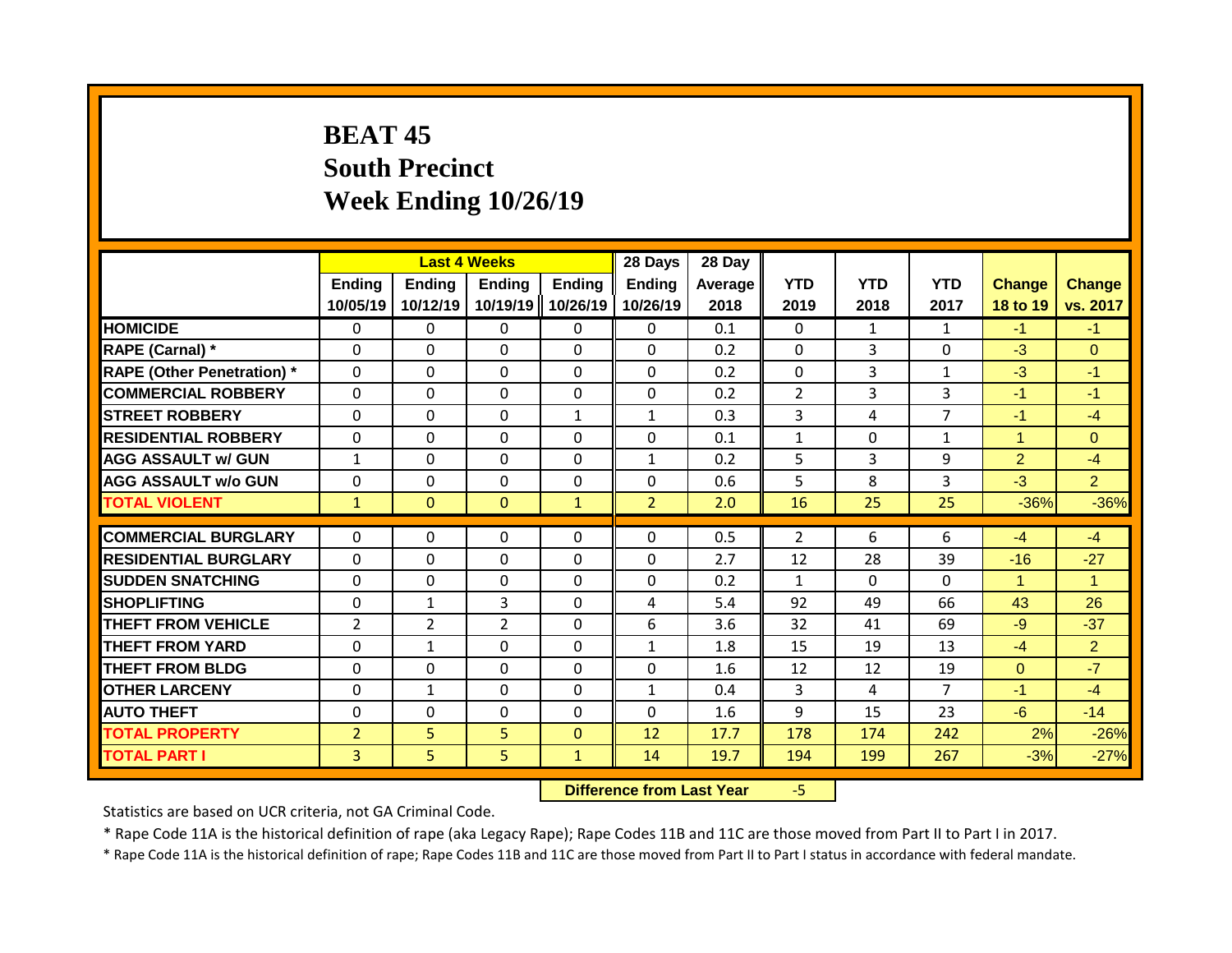# BEAT 45
# South Precinct
# Week Ending 10/26/19

| | Last 4 Weeks | | | | 28 Days | 28 Day | | | | | |
|---|---|---|---|---|---|---|---|---|---|---|---|
| | Ending 10/05/19 | Ending 10/12/19 | Ending 10/19/19 | Ending 10/26/19 | Ending 10/26/19 | Average 2018 | YTD 2019 | YTD 2018 | YTD 2017 | Change 18 to 19 | Change vs. 2017 |
| HOMICIDE | 0 | 0 | 0 | 0 | 0 | 0.1 | 0 | 1 | 1 | -1 | -1 |
| RAPE (Carnal) * | 0 | 0 | 0 | 0 | 0 | 0.2 | 0 | 3 | 0 | -3 | 0 |
| RAPE (Other Penetration) * | 0 | 0 | 0 | 0 | 0 | 0.2 | 0 | 3 | 1 | -3 | -1 |
| COMMERCIAL ROBBERY | 0 | 0 | 0 | 0 | 0 | 0.2 | 2 | 3 | 3 | -1 | -1 |
| STREET ROBBERY | 0 | 0 | 0 | 1 | 1 | 0.3 | 3 | 4 | 7 | -1 | -4 |
| RESIDENTIAL ROBBERY | 0 | 0 | 0 | 0 | 0 | 0.1 | 1 | 0 | 1 | 1 | 0 |
| AGG ASSAULT w/ GUN | 1 | 0 | 0 | 0 | 1 | 0.2 | 5 | 3 | 9 | 2 | -4 |
| AGG ASSAULT w/o GUN | 0 | 0 | 0 | 0 | 0 | 0.6 | 5 | 8 | 3 | -3 | 2 |
| TOTAL VIOLENT | 1 | 0 | 0 | 1 | 2 | 2.0 | 16 | 25 | 25 | -36% | -36% |
| COMMERCIAL BURGLARY | 0 | 0 | 0 | 0 | 0 | 0.5 | 2 | 6 | 6 | -4 | -4 |
| RESIDENTIAL BURGLARY | 0 | 0 | 0 | 0 | 0 | 2.7 | 12 | 28 | 39 | -16 | -27 |
| SUDDEN SNATCHING | 0 | 0 | 0 | 0 | 0 | 0.2 | 1 | 0 | 0 | 1 | 1 |
| SHOPLIFTING | 0 | 1 | 3 | 0 | 4 | 5.4 | 92 | 49 | 66 | 43 | 26 |
| THEFT FROM VEHICLE | 2 | 2 | 2 | 0 | 6 | 3.6 | 32 | 41 | 69 | -9 | -37 |
| THEFT FROM YARD | 0 | 1 | 0 | 0 | 1 | 1.8 | 15 | 19 | 13 | -4 | 2 |
| THEFT FROM BLDG | 0 | 0 | 0 | 0 | 0 | 1.6 | 12 | 12 | 19 | 0 | -7 |
| OTHER LARCENY | 0 | 1 | 0 | 0 | 1 | 0.4 | 3 | 4 | 7 | -1 | -4 |
| AUTO THEFT | 0 | 0 | 0 | 0 | 0 | 1.6 | 9 | 15 | 23 | -6 | -14 |
| TOTAL PROPERTY | 2 | 5 | 5 | 0 | 12 | 17.7 | 178 | 174 | 242 | 2% | -26% |
| TOTAL PART I | 3 | 5 | 5 | 1 | 14 | 19.7 | 194 | 199 | 267 | -3% | -27% |

**Difference from Last Year** -5

Statistics are based on UCR criteria, not GA Criminal Code.

* Rape Code 11A is the historical definition of rape (aka Legacy Rape); Rape Codes 11B and 11C are those moved from Part II to Part I in 2017.

* Rape Code 11A is the historical definition of rape; Rape Codes 11B and 11C are those moved from Part II to Part I status in accordance with federal mandate.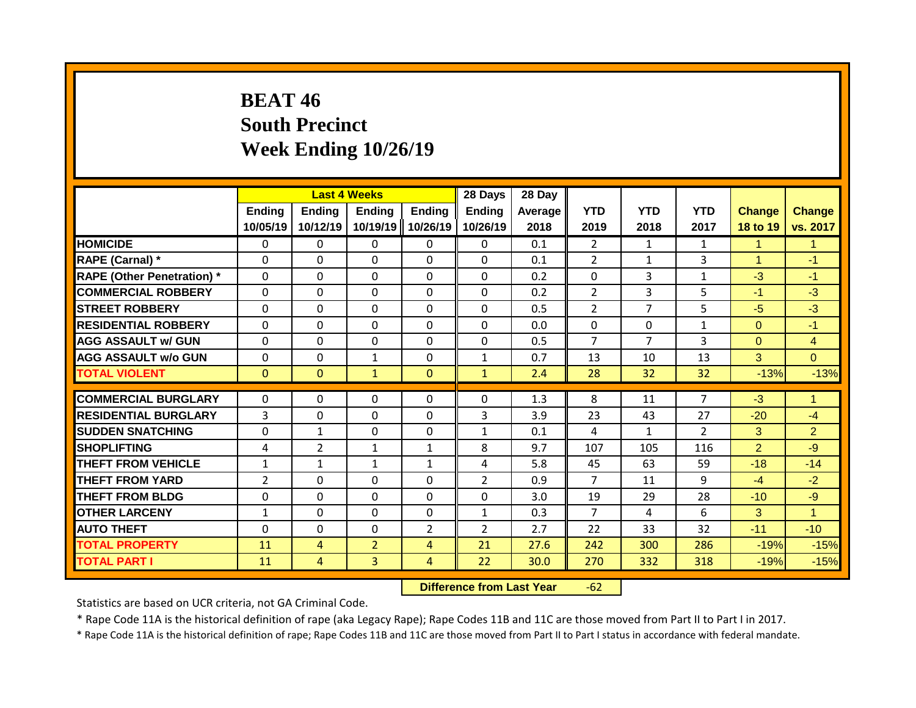# BEAT 46
# South Precinct
# Week Ending 10/26/19

| | Last 4 Weeks | | | | 28 Days | 28 Day | | | | | |
|---|---|---|---|---|---|---|---|---|---|---|---|
| | Ending 10/05/19 | Ending 10/12/19 | Ending 10/19/19 | Ending 10/26/19 | Ending 10/26/19 | Average 2018 | YTD 2019 | YTD 2018 | YTD 2017 | Change 18 to 19 | Change vs. 2017 |
| HOMICIDE | 0 | 0 | 0 | 0 | 0 | 0.1 | 2 | 1 | 1 | 1 | 1 |
| RAPE (Carnal) * | 0 | 0 | 0 | 0 | 0 | 0.1 | 2 | 1 | 3 | 1 | -1 |
| RAPE (Other Penetration) * | 0 | 0 | 0 | 0 | 0 | 0.2 | 0 | 3 | 1 | -3 | -1 |
| COMMERCIAL ROBBERY | 0 | 0 | 0 | 0 | 0 | 0.2 | 2 | 3 | 5 | -1 | -3 |
| STREET ROBBERY | 0 | 0 | 0 | 0 | 0 | 0.5 | 2 | 7 | 5 | -5 | -3 |
| RESIDENTIAL ROBBERY | 0 | 0 | 0 | 0 | 0 | 0.0 | 0 | 0 | 1 | 0 | -1 |
| AGG ASSAULT w/ GUN | 0 | 0 | 0 | 0 | 0 | 0.5 | 7 | 7 | 3 | 0 | 4 |
| AGG ASSAULT w/o GUN | 0 | 0 | 1 | 0 | 1 | 0.7 | 13 | 10 | 13 | 3 | 0 |
| TOTAL VIOLENT | 0 | 0 | 1 | 0 | 1 | 2.4 | 28 | 32 | 32 | -13% | -13% |
| COMMERCIAL BURGLARY | 0 | 0 | 0 | 0 | 0 | 1.3 | 8 | 11 | 7 | -3 | 1 |
| RESIDENTIAL BURGLARY | 3 | 0 | 0 | 0 | 3 | 3.9 | 23 | 43 | 27 | -20 | -4 |
| SUDDEN SNATCHING | 0 | 1 | 0 | 0 | 1 | 0.1 | 4 | 1 | 2 | 3 | 2 |
| SHOPLIFTING | 4 | 2 | 1 | 1 | 8 | 9.7 | 107 | 105 | 116 | 2 | -9 |
| THEFT FROM VEHICLE | 1 | 1 | 1 | 1 | 4 | 5.8 | 45 | 63 | 59 | -18 | -14 |
| THEFT FROM YARD | 2 | 0 | 0 | 0 | 2 | 0.9 | 7 | 11 | 9 | -4 | -2 |
| THEFT FROM BLDG | 0 | 0 | 0 | 0 | 0 | 3.0 | 19 | 29 | 28 | -10 | -9 |
| OTHER LARCENY | 1 | 0 | 0 | 0 | 1 | 0.3 | 7 | 4 | 6 | 3 | 1 |
| AUTO THEFT | 0 | 0 | 0 | 2 | 2 | 2.7 | 22 | 33 | 32 | -11 | -10 |
| TOTAL PROPERTY | 11 | 4 | 2 | 4 | 21 | 27.6 | 242 | 300 | 286 | -19% | -15% |
| TOTAL PART I | 11 | 4 | 3 | 4 | 22 | 30.0 | 270 | 332 | 318 | -19% | -15% |

**Difference from Last Year** -62

Statistics are based on UCR criteria, not GA Criminal Code.

* Rape Code 11A is the historical definition of rape (aka Legacy Rape); Rape Codes 11B and 11C are those moved from Part II to Part I in 2017.

* Rape Code 11A is the historical definition of rape; Rape Codes 11B and 11C are those moved from Part II to Part I status in accordance with federal mandate.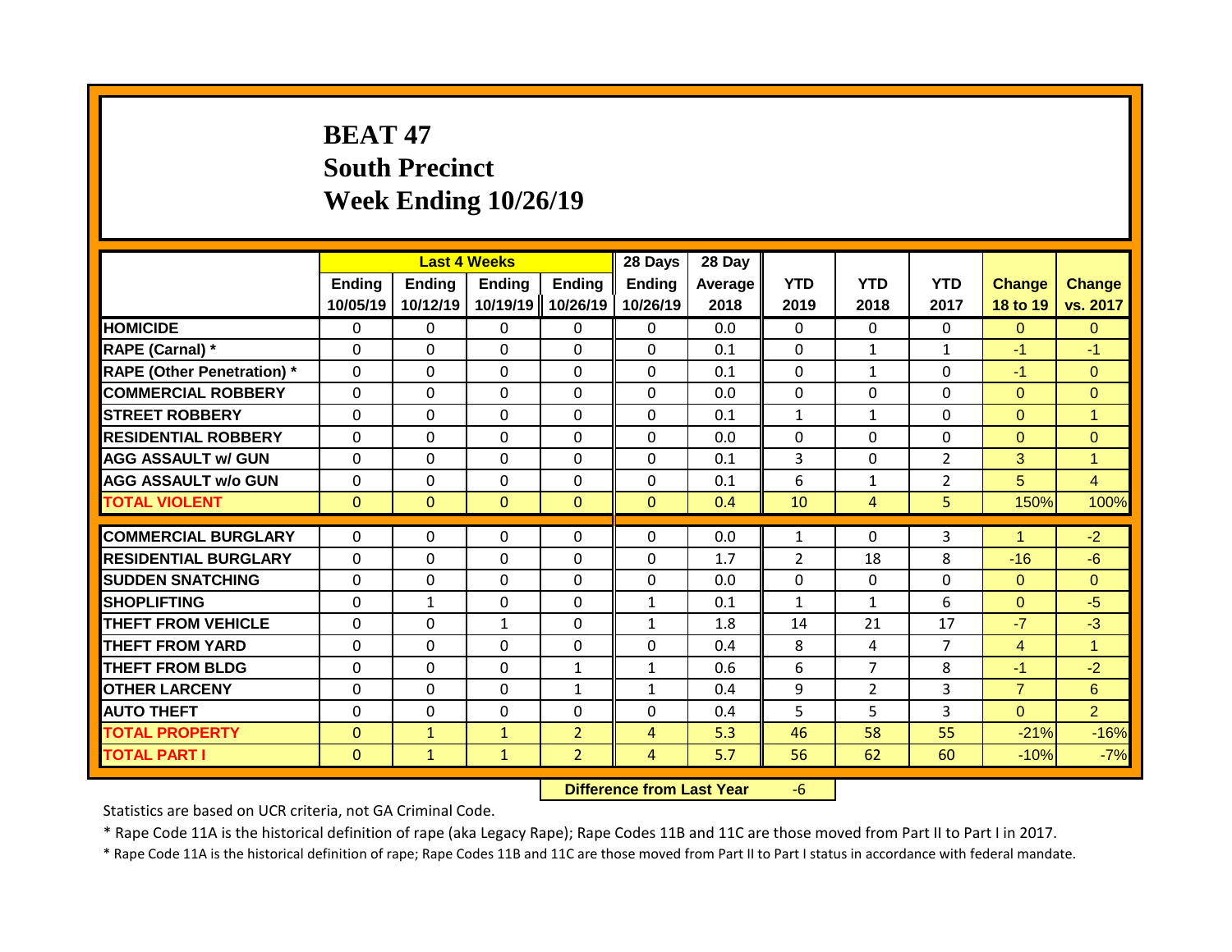# BEAT 47
## South Precinct
## Week Ending 10/26/19

| | Last 4 Weeks | | | | 28 Days | 28 Day | | | | | |
|---|---|---|---|---|---|---|---|---|---|---|---|
| | Ending 10/05/19 | Ending 10/12/19 | Ending 10/19/19 | Ending 10/26/19 | Ending 10/26/19 | Average 2018 | YTD 2019 | YTD 2018 | YTD 2017 | Change 18 to 19 | Change vs. 2017 |
| HOMICIDE | 0 | 0 | 0 | 0 | 0 | 0.0 | 0 | 0 | 0 | 0 | 0 |
| RAPE (Carnal) * | 0 | 0 | 0 | 0 | 0 | 0.1 | 0 | 1 | 1 | -1 | -1 |
| RAPE (Other Penetration) * | 0 | 0 | 0 | 0 | 0 | 0.1 | 0 | 1 | 0 | -1 | 0 |
| COMMERCIAL ROBBERY | 0 | 0 | 0 | 0 | 0 | 0.0 | 0 | 0 | 0 | 0 | 0 |
| STREET ROBBERY | 0 | 0 | 0 | 0 | 0 | 0.1 | 1 | 1 | 0 | 0 | 1 |
| RESIDENTIAL ROBBERY | 0 | 0 | 0 | 0 | 0 | 0.0 | 0 | 0 | 0 | 0 | 0 |
| AGG ASSAULT w/ GUN | 0 | 0 | 0 | 0 | 0 | 0.1 | 3 | 0 | 2 | 3 | 1 |
| AGG ASSAULT w/o GUN | 0 | 0 | 0 | 0 | 0 | 0.1 | 6 | 1 | 2 | 5 | 4 |
| TOTAL VIOLENT | 0 | 0 | 0 | 0 | 0 | 0.4 | 10 | 4 | 5 | 150% | 100% |
| COMMERCIAL BURGLARY | 0 | 0 | 0 | 0 | 0 | 0.0 | 1 | 0 | 3 | 1 | -2 |
| RESIDENTIAL BURGLARY | 0 | 0 | 0 | 0 | 0 | 1.7 | 2 | 18 | 8 | -16 | -6 |
| SUDDEN SNATCHING | 0 | 0 | 0 | 0 | 0 | 0.0 | 0 | 0 | 0 | 0 | 0 |
| SHOPLIFTING | 0 | 1 | 0 | 0 | 1 | 0.1 | 1 | 1 | 6 | 0 | -5 |
| THEFT FROM VEHICLE | 0 | 0 | 1 | 0 | 1 | 1.8 | 14 | 21 | 17 | -7 | -3 |
| THEFT FROM YARD | 0 | 0 | 0 | 0 | 0 | 0.4 | 8 | 4 | 7 | 4 | 1 |
| THEFT FROM BLDG | 0 | 0 | 0 | 1 | 1 | 0.6 | 6 | 7 | 8 | -1 | -2 |
| OTHER LARCENY | 0 | 0 | 0 | 1 | 1 | 0.4 | 9 | 2 | 3 | 7 | 6 |
| AUTO THEFT | 0 | 0 | 0 | 0 | 0 | 0.4 | 5 | 5 | 3 | 0 | 2 |
| TOTAL PROPERTY | 0 | 1 | 1 | 2 | 4 | 5.3 | 46 | 58 | 55 | -21% | -16% |
| TOTAL PART I | 0 | 1 | 1 | 2 | 4 | 5.7 | 56 | 62 | 60 | -10% | -7% |

**Difference from Last Year** -6

Statistics are based on UCR criteria, not GA Criminal Code.

* Rape Code 11A is the historical definition of rape (aka Legacy Rape); Rape Codes 11B and 11C are those moved from Part II to Part I in 2017.

* Rape Code 11A is the historical definition of rape; Rape Codes 11B and 11C are those moved from Part II to Part I status in accordance with federal mandate.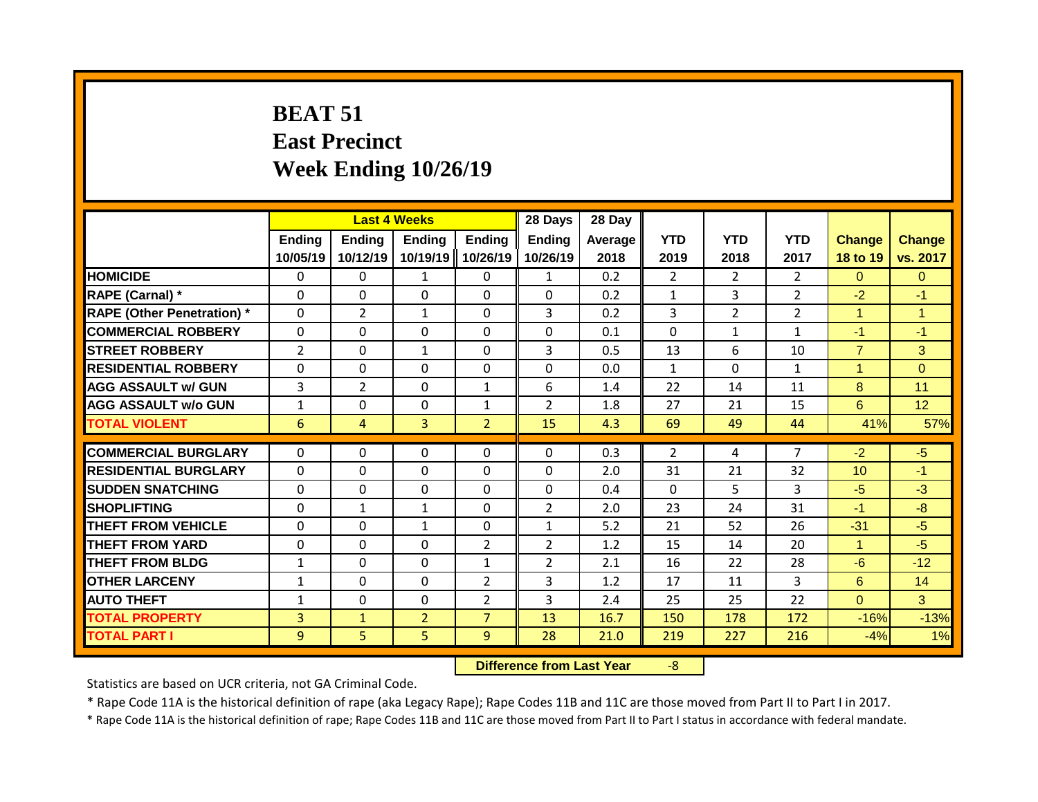# BEAT 51
## East Precinct
## Week Ending 10/26/19

| | Last 4 Weeks | | | | 28 Days | 28 Day | | | | | |
|---|---|---|---|---|---|---|---|---|---|---|---|
| | Ending 10/05/19 | Ending 10/12/19 | Ending 10/19/19 | Ending 10/26/19 | Ending 10/26/19 | Average 2018 | YTD 2019 | YTD 2018 | YTD 2017 | Change 18 to 19 | Change vs. 2017 |
| HOMICIDE | 0 | 0 | 1 | 0 | 1 | 0.2 | 2 | 2 | 2 | 0 | 0 |
| RAPE (Carnal) * | 0 | 0 | 0 | 0 | 0 | 0.2 | 1 | 3 | 2 | -2 | -1 |
| RAPE (Other Penetration) * | 0 | 2 | 1 | 0 | 3 | 0.2 | 3 | 2 | 2 | 1 | 1 |
| COMMERCIAL ROBBERY | 0 | 0 | 0 | 0 | 0 | 0.1 | 0 | 1 | 1 | -1 | -1 |
| STREET ROBBERY | 2 | 0 | 1 | 0 | 3 | 0.5 | 13 | 6 | 10 | 7 | 3 |
| RESIDENTIAL ROBBERY | 0 | 0 | 0 | 0 | 0 | 0.0 | 1 | 0 | 1 | 1 | 0 |
| AGG ASSAULT w/ GUN | 3 | 2 | 0 | 1 | 6 | 1.4 | 22 | 14 | 11 | 8 | 11 |
| AGG ASSAULT w/o GUN | 1 | 0 | 0 | 1 | 2 | 1.8 | 27 | 21 | 15 | 6 | 12 |
| TOTAL VIOLENT | 6 | 4 | 3 | 2 | 15 | 4.3 | 69 | 49 | 44 | 41% | 57% |
| COMMERCIAL BURGLARY | 0 | 0 | 0 | 0 | 0 | 0.3 | 2 | 4 | 7 | -2 | -5 |
| RESIDENTIAL BURGLARY | 0 | 0 | 0 | 0 | 0 | 2.0 | 31 | 21 | 32 | 10 | -1 |
| SUDDEN SNATCHING | 0 | 0 | 0 | 0 | 0 | 0.4 | 0 | 5 | 3 | -5 | -3 |
| SHOPLIFTING | 0 | 1 | 1 | 0 | 2 | 2.0 | 23 | 24 | 31 | -1 | -8 |
| THEFT FROM VEHICLE | 0 | 0 | 1 | 0 | 1 | 5.2 | 21 | 52 | 26 | -31 | -5 |
| THEFT FROM YARD | 0 | 0 | 0 | 2 | 2 | 1.2 | 15 | 14 | 20 | 1 | -5 |
| THEFT FROM BLDG | 1 | 0 | 0 | 1 | 2 | 2.1 | 16 | 22 | 28 | -6 | -12 |
| OTHER LARCENY | 1 | 0 | 0 | 2 | 3 | 1.2 | 17 | 11 | 3 | 6 | 14 |
| AUTO THEFT | 1 | 0 | 0 | 2 | 3 | 2.4 | 25 | 25 | 22 | 0 | 3 |
| TOTAL PROPERTY | 3 | 1 | 2 | 7 | 13 | 16.7 | 150 | 178 | 172 | -16% | -13% |
| TOTAL PART I | 9 | 5 | 5 | 9 | 28 | 21.0 | 219 | 227 | 216 | -4% | 1% |

**Difference from Last Year** -8

Statistics are based on UCR criteria, not GA Criminal Code.

* Rape Code 11A is the historical definition of rape (aka Legacy Rape); Rape Codes 11B and 11C are those moved from Part II to Part I in 2017.

* Rape Code 11A is the historical definition of rape; Rape Codes 11B and 11C are those moved from Part II to Part I status in accordance with federal mandate.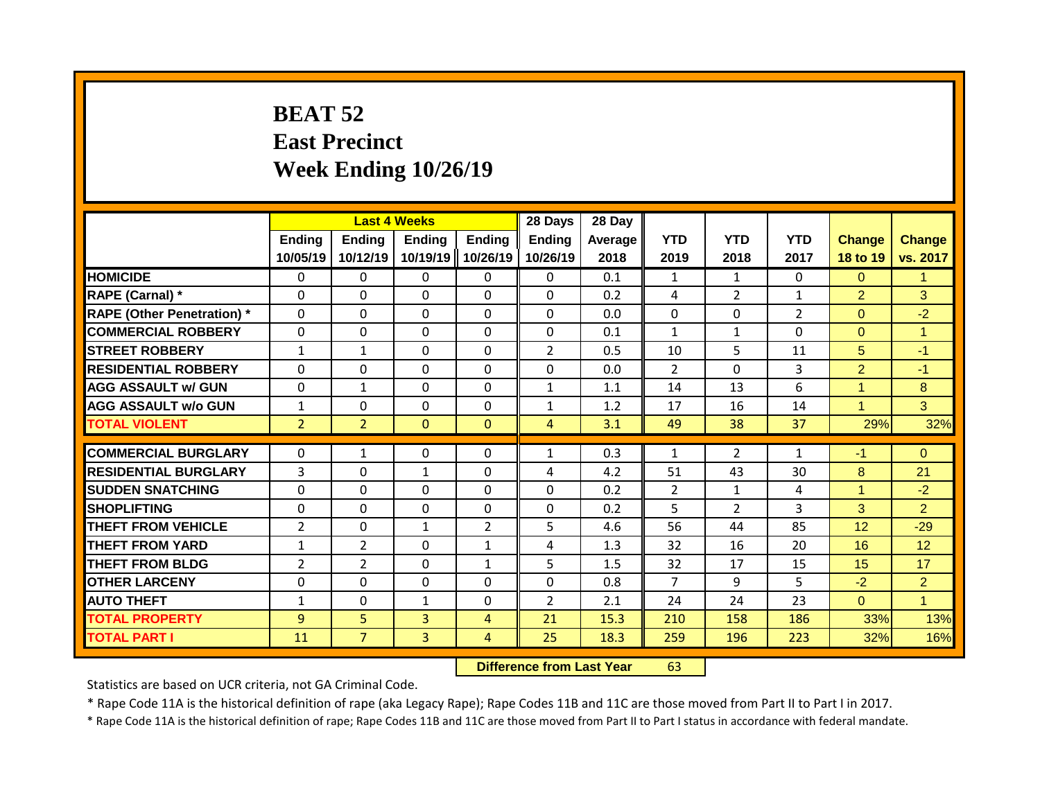# BEAT 52
## East Precinct
## Week Ending 10/26/19

| | Last 4 Weeks | | | | 28 Days | 28 Day | | | | | |
|---|---|---|---|---|---|---|---|---|---|---|---|
| | Ending 10/05/19 | Ending 10/12/19 | Ending 10/19/19 | Ending 10/26/19 | Ending 10/26/19 | Average 2018 | YTD 2019 | YTD 2018 | YTD 2017 | Change 18 to 19 | Change vs. 2017 |
| HOMICIDE | 0 | 0 | 0 | 0 | 0 | 0.1 | 1 | 1 | 0 | 0 | 1 |
| RAPE (Carnal) * | 0 | 0 | 0 | 0 | 0 | 0.2 | 4 | 2 | 1 | 2 | 3 |
| RAPE (Other Penetration) * | 0 | 0 | 0 | 0 | 0 | 0.0 | 0 | 0 | 2 | 0 | -2 |
| COMMERCIAL ROBBERY | 0 | 0 | 0 | 0 | 0 | 0.1 | 1 | 1 | 0 | 0 | 1 |
| STREET ROBBERY | 1 | 1 | 0 | 0 | 2 | 0.5 | 10 | 5 | 11 | 5 | -1 |
| RESIDENTIAL ROBBERY | 0 | 0 | 0 | 0 | 0 | 0.0 | 2 | 0 | 3 | 2 | -1 |
| AGG ASSAULT w/ GUN | 0 | 1 | 0 | 0 | 1 | 1.1 | 14 | 13 | 6 | 1 | 8 |
| AGG ASSAULT w/o GUN | 1 | 0 | 0 | 0 | 1 | 1.2 | 17 | 16 | 14 | 1 | 3 |
| TOTAL VIOLENT | 2 | 2 | 0 | 0 | 4 | 3.1 | 49 | 38 | 37 | 29% | 32% |
| COMMERCIAL BURGLARY | 0 | 1 | 0 | 0 | 1 | 0.3 | 1 | 2 | 1 | -1 | 0 |
| RESIDENTIAL BURGLARY | 3 | 0 | 1 | 0 | 4 | 4.2 | 51 | 43 | 30 | 8 | 21 |
| SUDDEN SNATCHING | 0 | 0 | 0 | 0 | 0 | 0.2 | 2 | 1 | 4 | 1 | -2 |
| SHOPLIFTING | 0 | 0 | 0 | 0 | 0 | 0.2 | 5 | 2 | 3 | 3 | 2 |
| THEFT FROM VEHICLE | 2 | 0 | 1 | 2 | 5 | 4.6 | 56 | 44 | 85 | 12 | -29 |
| THEFT FROM YARD | 1 | 2 | 0 | 1 | 4 | 1.3 | 32 | 16 | 20 | 16 | 12 |
| THEFT FROM BLDG | 2 | 2 | 0 | 1 | 5 | 1.5 | 32 | 17 | 15 | 15 | 17 |
| OTHER LARCENY | 0 | 0 | 0 | 0 | 0 | 0.8 | 7 | 9 | 5 | -2 | 2 |
| AUTO THEFT | 1 | 0 | 1 | 0 | 2 | 2.1 | 24 | 24 | 23 | 0 | 1 |
| TOTAL PROPERTY | 9 | 5 | 3 | 4 | 21 | 15.3 | 210 | 158 | 186 | 33% | 13% |
| TOTAL PART I | 11 | 7 | 3 | 4 | 25 | 18.3 | 259 | 196 | 223 | 32% | 16% |

**Difference from Last Year** 63

Statistics are based on UCR criteria, not GA Criminal Code.

* Rape Code 11A is the historical definition of rape (aka Legacy Rape); Rape Codes 11B and 11C are those moved from Part II to Part I in 2017.

* Rape Code 11A is the historical definition of rape; Rape Codes 11B and 11C are those moved from Part II to Part I status in accordance with federal mandate.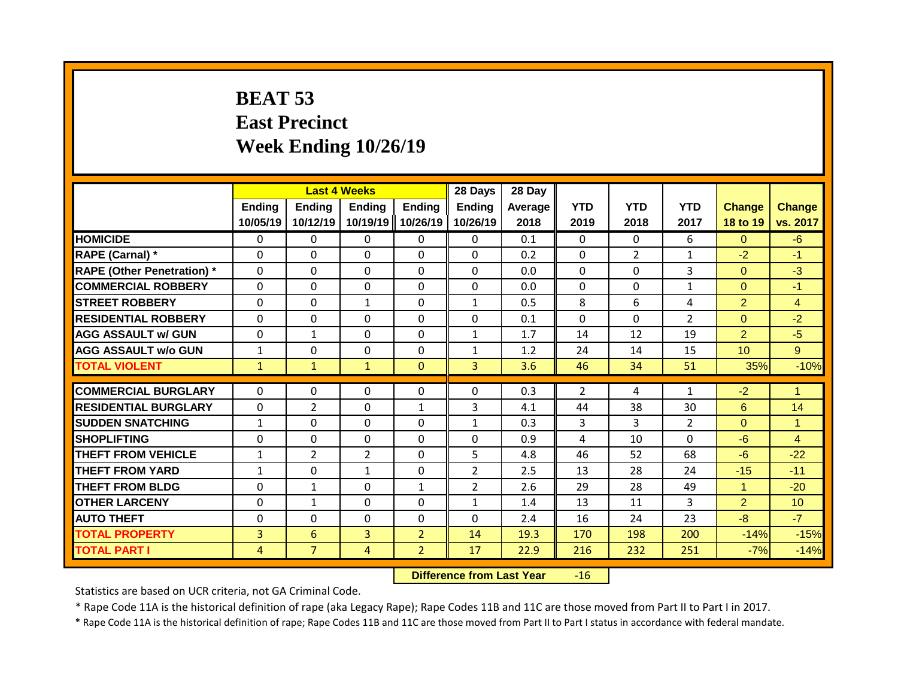# BEAT 53
## East Precinct
## Week Ending 10/26/19

| | Last 4 Weeks | | | | 28 Days | 28 Day | | | | | |
|---|---|---|---|---|---|---|---|---|---|---|---|
| | Ending 10/05/19 | Ending 10/12/19 | Ending 10/19/19 | Ending 10/26/19 | Ending 10/26/19 | Average 2018 | YTD 2019 | YTD 2018 | YTD 2017 | Change 18 to 19 | Change vs. 2017 |
| **HOMICIDE** | 0 | 0 | 0 | 0 | 0 | 0.1 | 0 | 0 | 6 | 0 | -6 |
| **RAPE (Carnal) *** | 0 | 0 | 0 | 0 | 0 | 0.2 | 0 | 2 | 1 | -2 | -1 |
| **RAPE (Other Penetration) *** | 0 | 0 | 0 | 0 | 0 | 0.0 | 0 | 0 | 3 | 0 | -3 |
| **COMMERCIAL ROBBERY** | 0 | 0 | 0 | 0 | 0 | 0.0 | 0 | 0 | 1 | 0 | -1 |
| **STREET ROBBERY** | 0 | 0 | 1 | 0 | 1 | 0.5 | 8 | 6 | 4 | 2 | 4 |
| **RESIDENTIAL ROBBERY** | 0 | 0 | 0 | 0 | 0 | 0.1 | 0 | 0 | 2 | 0 | -2 |
| **AGG ASSAULT w/ GUN** | 0 | 1 | 0 | 0 | 1 | 1.7 | 14 | 12 | 19 | 2 | -5 |
| **AGG ASSAULT w/o GUN** | 1 | 0 | 0 | 0 | 1 | 1.2 | 24 | 14 | 15 | 10 | 9 |
| **TOTAL VIOLENT** | 1 | 1 | 1 | 0 | 3 | 3.6 | 46 | 34 | 51 | 35% | -10% |
| **COMMERCIAL BURGLARY** | 0 | 0 | 0 | 0 | 0 | 0.3 | 2 | 4 | 1 | -2 | 1 |
| **RESIDENTIAL BURGLARY** | 0 | 2 | 0 | 1 | 3 | 4.1 | 44 | 38 | 30 | 6 | 14 |
| **SUDDEN SNATCHING** | 1 | 0 | 0 | 0 | 1 | 0.3 | 3 | 3 | 2 | 0 | 1 |
| **SHOPLIFTING** | 0 | 0 | 0 | 0 | 0 | 0.9 | 4 | 10 | 0 | -6 | 4 |
| **THEFT FROM VEHICLE** | 1 | 2 | 2 | 0 | 5 | 4.8 | 46 | 52 | 68 | -6 | -22 |
| **THEFT FROM YARD** | 1 | 0 | 1 | 0 | 2 | 2.5 | 13 | 28 | 24 | -15 | -11 |
| **THEFT FROM BLDG** | 0 | 1 | 0 | 1 | 2 | 2.6 | 29 | 28 | 49 | 1 | -20 |
| **OTHER LARCENY** | 0 | 1 | 0 | 0 | 1 | 1.4 | 13 | 11 | 3 | 2 | 10 |
| **AUTO THEFT** | 0 | 0 | 0 | 0 | 0 | 2.4 | 16 | 24 | 23 | -8 | -7 |
| **TOTAL PROPERTY** | 3 | 6 | 3 | 2 | 14 | 19.3 | 170 | 198 | 200 | -14% | -15% |
| **TOTAL PART I** | 4 | 7 | 4 | 2 | 17 | 22.9 | 216 | 232 | 251 | -7% | -14% |

**Difference from Last Year** -16

Statistics are based on UCR criteria, not GA Criminal Code.

* Rape Code 11A is the historical definition of rape (aka Legacy Rape); Rape Codes 11B and 11C are those moved from Part II to Part I in 2017.

* Rape Code 11A is the historical definition of rape; Rape Codes 11B and 11C are those moved from Part II to Part I status in accordance with federal mandate.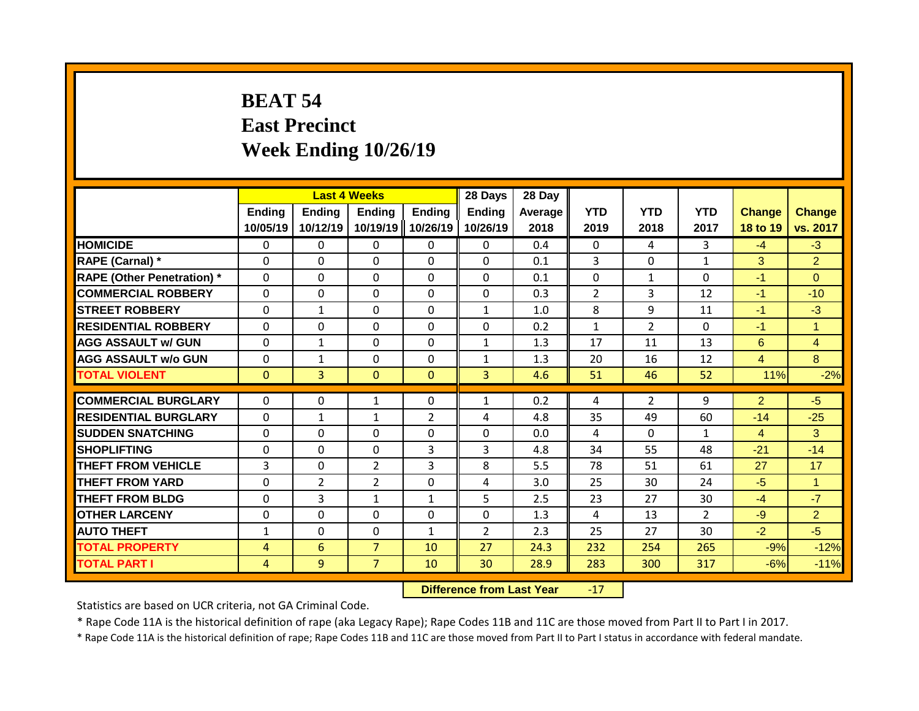# BEAT 54
## East Precinct
## Week Ending 10/26/19

| | Last 4 Weeks | | | | 28 Days | 28 Day | | | | | |
|---|---|---|---|---|---|---|---|---|---|---|---|
| | Ending 10/05/19 | Ending 10/12/19 | Ending 10/19/19 | Ending 10/26/19 | Ending 10/26/19 | Average 2018 | YTD 2019 | YTD 2018 | YTD 2017 | Change 18 to 19 | Change vs. 2017 |
| HOMICIDE | 0 | 0 | 0 | 0 | 0 | 0.4 | 0 | 4 | 3 | -4 | -3 |
| RAPE (Carnal) * | 0 | 0 | 0 | 0 | 0 | 0.1 | 3 | 0 | 1 | 3 | 2 |
| RAPE (Other Penetration) * | 0 | 0 | 0 | 0 | 0 | 0.1 | 0 | 1 | 0 | -1 | 0 |
| COMMERCIAL ROBBERY | 0 | 0 | 0 | 0 | 0 | 0.3 | 2 | 3 | 12 | -1 | -10 |
| STREET ROBBERY | 0 | 1 | 0 | 0 | 1 | 1.0 | 8 | 9 | 11 | -1 | -3 |
| RESIDENTIAL ROBBERY | 0 | 0 | 0 | 0 | 0 | 0.2 | 1 | 2 | 0 | -1 | 1 |
| AGG ASSAULT w/ GUN | 0 | 1 | 0 | 0 | 1 | 1.3 | 17 | 11 | 13 | 6 | 4 |
| AGG ASSAULT w/o GUN | 0 | 1 | 0 | 0 | 1 | 1.3 | 20 | 16 | 12 | 4 | 8 |
| TOTAL VIOLENT | 0 | 3 | 0 | 0 | 3 | 4.6 | 51 | 46 | 52 | 11% | -2% |
| COMMERCIAL BURGLARY | 0 | 0 | 1 | 0 | 1 | 0.2 | 4 | 2 | 9 | 2 | -5 |
| RESIDENTIAL BURGLARY | 0 | 1 | 1 | 2 | 4 | 4.8 | 35 | 49 | 60 | -14 | -25 |
| SUDDEN SNATCHING | 0 | 0 | 0 | 0 | 0 | 0.0 | 4 | 0 | 1 | 4 | 3 |
| SHOPLIFTING | 0 | 0 | 0 | 3 | 3 | 4.8 | 34 | 55 | 48 | -21 | -14 |
| THEFT FROM VEHICLE | 3 | 0 | 2 | 3 | 8 | 5.5 | 78 | 51 | 61 | 27 | 17 |
| THEFT FROM YARD | 0 | 2 | 2 | 0 | 4 | 3.0 | 25 | 30 | 24 | -5 | 1 |
| THEFT FROM BLDG | 0 | 3 | 1 | 1 | 5 | 2.5 | 23 | 27 | 30 | -4 | -7 |
| OTHER LARCENY | 0 | 0 | 0 | 0 | 0 | 1.3 | 4 | 13 | 2 | -9 | 2 |
| AUTO THEFT | 1 | 0 | 0 | 1 | 2 | 2.3 | 25 | 27 | 30 | -2 | -5 |
| TOTAL PROPERTY | 4 | 6 | 7 | 10 | 27 | 24.3 | 232 | 254 | 265 | -9% | -12% |
| TOTAL PART I | 4 | 9 | 7 | 10 | 30 | 28.9 | 283 | 300 | 317 | -6% | -11% |

**Difference from Last Year** -17

Statistics are based on UCR criteria, not GA Criminal Code.

* Rape Code 11A is the historical definition of rape (aka Legacy Rape); Rape Codes 11B and 11C are those moved from Part II to Part I in 2017.

* Rape Code 11A is the historical definition of rape; Rape Codes 11B and 11C are those moved from Part II to Part I status in accordance with federal mandate.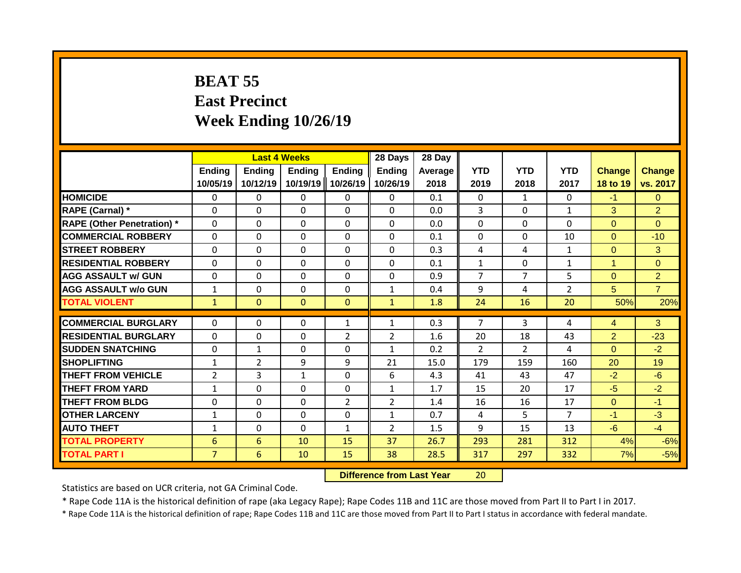# BEAT 55
## East Precinct
## Week Ending 10/26/19

| | Last 4 Weeks | | | | 28 Days | 28 Day | | | | | |
|---|---|---|---|---|---|---|---|---|---|---|---|
| | Ending 10/05/19 | Ending 10/12/19 | Ending 10/19/19 | Ending 10/26/19 | Ending 10/26/19 | Average 2018 | YTD 2019 | YTD 2018 | YTD 2017 | Change 18 to 19 | Change vs. 2017 |
| **HOMICIDE** | 0 | 0 | 0 | 0 | 0 | 0.1 | 0 | 1 | 0 | -1 | 0 |
| **RAPE (Carnal) *** | 0 | 0 | 0 | 0 | 0 | 0.0 | 3 | 0 | 1 | 3 | 2 |
| **RAPE (Other Penetration) *** | 0 | 0 | 0 | 0 | 0 | 0.0 | 0 | 0 | 0 | 0 | 0 |
| **COMMERCIAL ROBBERY** | 0 | 0 | 0 | 0 | 0 | 0.1 | 0 | 0 | 10 | 0 | -10 |
| **STREET ROBBERY** | 0 | 0 | 0 | 0 | 0 | 0.3 | 4 | 4 | 1 | 0 | 3 |
| **RESIDENTIAL ROBBERY** | 0 | 0 | 0 | 0 | 0 | 0.1 | 1 | 0 | 1 | 1 | 0 |
| **AGG ASSAULT w/ GUN** | 0 | 0 | 0 | 0 | 0 | 0.9 | 7 | 7 | 5 | 0 | 2 |
| **AGG ASSAULT w/o GUN** | 1 | 0 | 0 | 0 | 1 | 0.4 | 9 | 4 | 2 | 5 | 7 |
| **TOTAL VIOLENT** | 1 | 0 | 0 | 0 | 1 | 1.8 | 24 | 16 | 20 | 50% | 20% |
| **COMMERCIAL BURGLARY** | 0 | 0 | 0 | 1 | 1 | 0.3 | 7 | 3 | 4 | 4 | 3 |
| **RESIDENTIAL BURGLARY** | 0 | 0 | 0 | 2 | 2 | 1.6 | 20 | 18 | 43 | 2 | -23 |
| **SUDDEN SNATCHING** | 0 | 1 | 0 | 0 | 1 | 0.2 | 2 | 2 | 4 | 0 | -2 |
| **SHOPLIFTING** | 1 | 2 | 9 | 9 | 21 | 15.0 | 179 | 159 | 160 | 20 | 19 |
| **THEFT FROM VEHICLE** | 2 | 3 | 1 | 0 | 6 | 4.3 | 41 | 43 | 47 | -2 | -6 |
| **THEFT FROM YARD** | 1 | 0 | 0 | 0 | 1 | 1.7 | 15 | 20 | 17 | -5 | -2 |
| **THEFT FROM BLDG** | 0 | 0 | 0 | 2 | 2 | 1.4 | 16 | 16 | 17 | 0 | -1 |
| **OTHER LARCENY** | 1 | 0 | 0 | 0 | 1 | 0.7 | 4 | 5 | 7 | -1 | -3 |
| **AUTO THEFT** | 1 | 0 | 0 | 1 | 2 | 1.5 | 9 | 15 | 13 | -6 | -4 |
| **TOTAL PROPERTY** | 6 | 6 | 10 | 15 | 37 | 26.7 | 293 | 281 | 312 | 4% | -6% |
| **TOTAL PART I** | 7 | 6 | 10 | 15 | 38 | 28.5 | 317 | 297 | 332 | 7% | -5% |

**Difference from Last Year** 20

Statistics are based on UCR criteria, not GA Criminal Code.

* Rape Code 11A is the historical definition of rape (aka Legacy Rape); Rape Codes 11B and 11C are those moved from Part II to Part I in 2017.

* Rape Code 11A is the historical definition of rape; Rape Codes 11B and 11C are those moved from Part II to Part I status in accordance with federal mandate.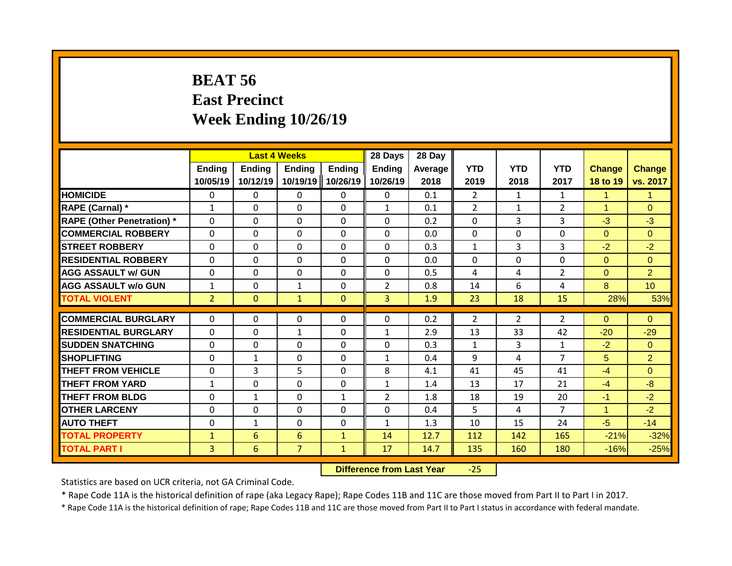# BEAT 56
# East Precinct
# Week Ending 10/26/19

| | Last 4 Weeks | | | | 28 Days | 28 Day | | | | | |
|---|---|---|---|---|---|---|---|---|---|---|---|
| | Ending 10/05/19 | Ending 10/12/19 | Ending 10/19/19 | Ending 10/26/19 | Ending 10/26/19 | Average 2018 | YTD 2019 | YTD 2018 | YTD 2017 | Change 18 to 19 | Change vs. 2017 |
| HOMICIDE | 0 | 0 | 0 | 0 | 0 | 0.1 | 2 | 1 | 1 | 1 | 1 |
| RAPE (Carnal) * | 1 | 0 | 0 | 0 | 1 | 0.1 | 2 | 1 | 2 | 1 | 0 |
| RAPE (Other Penetration) * | 0 | 0 | 0 | 0 | 0 | 0.2 | 0 | 3 | 3 | -3 | -3 |
| COMMERCIAL ROBBERY | 0 | 0 | 0 | 0 | 0 | 0.0 | 0 | 0 | 0 | 0 | 0 |
| STREET ROBBERY | 0 | 0 | 0 | 0 | 0 | 0.3 | 1 | 3 | 3 | -2 | -2 |
| RESIDENTIAL ROBBERY | 0 | 0 | 0 | 0 | 0 | 0.0 | 0 | 0 | 0 | 0 | 0 |
| AGG ASSAULT w/ GUN | 0 | 0 | 0 | 0 | 0 | 0.5 | 4 | 4 | 2 | 0 | 2 |
| AGG ASSAULT w/o GUN | 1 | 0 | 1 | 0 | 2 | 0.8 | 14 | 6 | 4 | 8 | 10 |
| TOTAL VIOLENT | 2 | 0 | 1 | 0 | 3 | 1.9 | 23 | 18 | 15 | 28% | 53% |
| COMMERCIAL BURGLARY | 0 | 0 | 0 | 0 | 0 | 0.2 | 2 | 2 | 2 | 0 | 0 |
| RESIDENTIAL BURGLARY | 0 | 0 | 1 | 0 | 1 | 2.9 | 13 | 33 | 42 | -20 | -29 |
| SUDDEN SNATCHING | 0 | 0 | 0 | 0 | 0 | 0.3 | 1 | 3 | 1 | -2 | 0 |
| SHOPLIFTING | 0 | 1 | 0 | 0 | 1 | 0.4 | 9 | 4 | 7 | 5 | 2 |
| THEFT FROM VEHICLE | 0 | 3 | 5 | 0 | 8 | 4.1 | 41 | 45 | 41 | -4 | 0 |
| THEFT FROM YARD | 1 | 0 | 0 | 0 | 1 | 1.4 | 13 | 17 | 21 | -4 | -8 |
| THEFT FROM BLDG | 0 | 1 | 0 | 1 | 2 | 1.8 | 18 | 19 | 20 | -1 | -2 |
| OTHER LARCENY | 0 | 0 | 0 | 0 | 0 | 0.4 | 5 | 4 | 7 | 1 | -2 |
| AUTO THEFT | 0 | 1 | 0 | 0 | 1 | 1.3 | 10 | 15 | 24 | -5 | -14 |
| TOTAL PROPERTY | 1 | 6 | 6 | 1 | 14 | 12.7 | 112 | 142 | 165 | -21% | -32% |
| TOTAL PART I | 3 | 6 | 7 | 1 | 17 | 14.7 | 135 | 160 | 180 | -16% | -25% |

**Difference from Last Year** -25

Statistics are based on UCR criteria, not GA Criminal Code.

* Rape Code 11A is the historical definition of rape (aka Legacy Rape); Rape Codes 11B and 11C are those moved from Part II to Part I in 2017.

* Rape Code 11A is the historical definition of rape; Rape Codes 11B and 11C are those moved from Part II to Part I status in accordance with federal mandate.